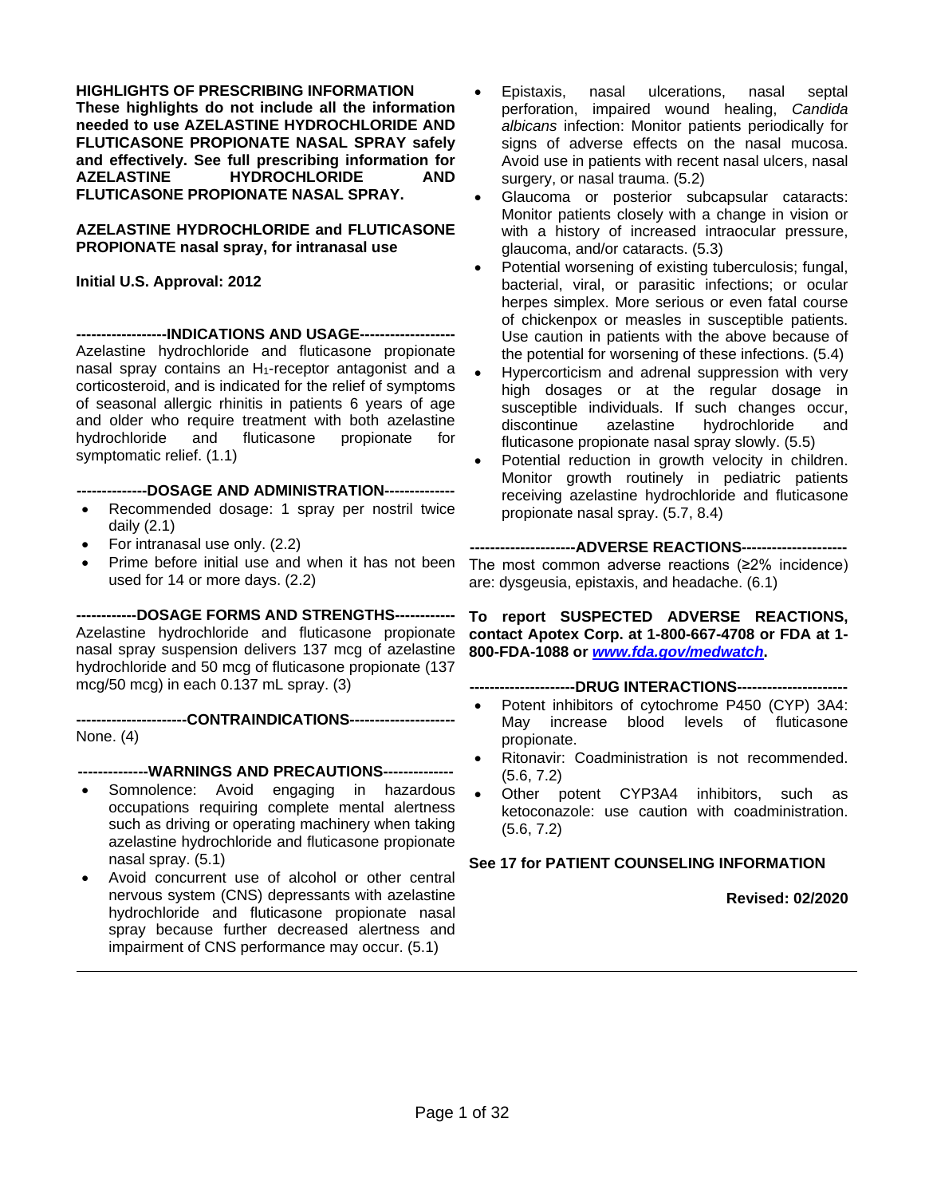**HIGHLIGHTS OF PRESCRIBING INFORMATION**
**These highlights do not include all the information needed to use AZELASTINE HYDROCHLORIDE AND FLUTICASONE PROPIONATE NASAL SPRAY safely and effectively. See full prescribing information for AZELASTINE HYDROCHLORIDE AND FLUTICASONE PROPIONATE NASAL SPRAY.**

**AZELASTINE HYDROCHLORIDE and FLUTICASONE PROPIONATE nasal spray, for intranasal use**

**Initial U.S. Approval: 2012**

## INDICATIONS AND USAGE

Azelastine hydrochloride and fluticasone propionate nasal spray contains an $H_1$-receptor antagonist and a corticosteroid, and is indicated for the relief of symptoms of seasonal allergic rhinitis in patients 6 years of age and older who require treatment with both azelastine hydrochloride and fluticasone propionate for symptomatic relief. (1.1)

## DOSAGE AND ADMINISTRATION

- Recommended dosage: 1 spray per nostril twice daily (2.1)
- For intranasal use only. (2.2)
- Prime before initial use and when it has not been used for 14 or more days. (2.2)

## DOSAGE FORMS AND STRENGTHS

Azelastine hydrochloride and fluticasone propionate nasal spray suspension delivers 137 mcg of azelastine hydrochloride and 50 mcg of fluticasone propionate (137 mcg/50 mcg) in each 0.137 mL spray. (3)

## CONTRAINDICATIONS

None. (4)

## WARNINGS AND PRECAUTIONS

- Somnolence: Avoid engaging in hazardous occupations requiring complete mental alertness such as driving or operating machinery when taking azelastine hydrochloride and fluticasone propionate nasal spray. (5.1)
- Avoid concurrent use of alcohol or other central nervous system (CNS) depressants with azelastine hydrochloride and fluticasone propionate nasal spray because further decreased alertness and impairment of CNS performance may occur. (5.1)
- Epistaxis, nasal ulcerations, nasal septal perforation, impaired wound healing, *Candida albicans* infection: Monitor patients periodically for signs of adverse effects on the nasal mucosa. Avoid use in patients with recent nasal ulcers, nasal surgery, or nasal trauma. (5.2)
- Glaucoma or posterior subcapsular cataracts: Monitor patients closely with a change in vision or with a history of increased intraocular pressure, glaucoma, and/or cataracts. (5.3)
- Potential worsening of existing tuberculosis; fungal, bacterial, viral, or parasitic infections; or ocular herpes simplex. More serious or even fatal course of chickenpox or measles in susceptible patients. Use caution in patients with the above because of the potential for worsening of these infections. (5.4)
- Hypercorticism and adrenal suppression with very high dosages or at the regular dosage in susceptible individuals. If such changes occur, discontinue azelastine hydrochloride and fluticasone propionate nasal spray slowly. (5.5)
- Potential reduction in growth velocity in children. Monitor growth routinely in pediatric patients receiving azelastine hydrochloride and fluticasone propionate nasal spray. (5.7, 8.4)

## ADVERSE REACTIONS

The most common adverse reactions (≥2% incidence) are: dysgeusia, epistaxis, and headache. (6.1)

**To report SUSPECTED ADVERSE REACTIONS, contact Apotex Corp. at 1-800-667-4708 or FDA at 1-800-FDA-1088 or *www.fda.gov/medwatch*.**

## DRUG INTERACTIONS

- Potent inhibitors of cytochrome P450 (CYP) 3A4: May increase blood levels of fluticasone propionate.
- Ritonavir: Coadministration is not recommended. (5.6, 7.2)
- Other potent CYP3A4 inhibitors, such as ketoconazole: use caution with coadministration. (5.6, 7.2)

**See 17 for PATIENT COUNSELING INFORMATION**

**Revised: 02/2020**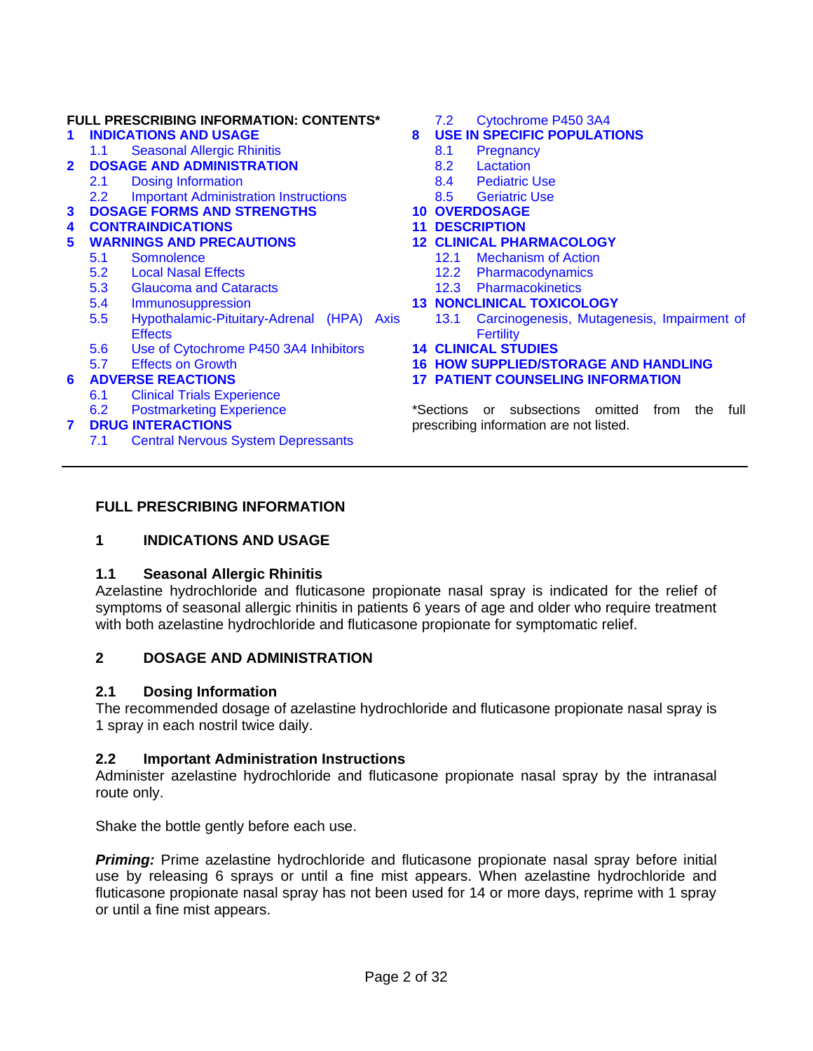**FULL PRESCRIBING INFORMATION: CONTENTS***

1 INDICATIONS AND USAGE
  1.1 Seasonal Allergic Rhinitis
2 DOSAGE AND ADMINISTRATION
  2.1 Dosing Information
  2.2 Important Administration Instructions
3 DOSAGE FORMS AND STRENGTHS
4 CONTRAINDICATIONS
5 WARNINGS AND PRECAUTIONS
  5.1 Somnolence
  5.2 Local Nasal Effects
  5.3 Glaucoma and Cataracts
  5.4 Immunosuppression
  5.5 Hypothalamic-Pituitary-Adrenal (HPA) Axis Effects
  5.6 Use of Cytochrome P450 3A4 Inhibitors
  5.7 Effects on Growth
6 ADVERSE REACTIONS
  6.1 Clinical Trials Experience
  6.2 Postmarketing Experience
7 DRUG INTERACTIONS
  7.1 Central Nervous System Depressants
  7.2 Cytochrome P450 3A4
8 USE IN SPECIFIC POPULATIONS
  8.1 Pregnancy
  8.2 Lactation
  8.4 Pediatric Use
  8.5 Geriatric Use
10 OVERDOSAGE
11 DESCRIPTION
12 CLINICAL PHARMACOLOGY
  12.1 Mechanism of Action
  12.2 Pharmacodynamics
  12.3 Pharmacokinetics
13 NONCLINICAL TOXICOLOGY
  13.1 Carcinogenesis, Mutagenesis, Impairment of Fertility
14 CLINICAL STUDIES
16 HOW SUPPLIED/STORAGE AND HANDLING
17 PATIENT COUNSELING INFORMATION

*Sections or subsections omitted from the full prescribing information are not listed.

---

# FULL PRESCRIBING INFORMATION

## 1 INDICATIONS AND USAGE

### 1.1 Seasonal Allergic Rhinitis

Azelastine hydrochloride and fluticasone propionate nasal spray is indicated for the relief of symptoms of seasonal allergic rhinitis in patients 6 years of age and older who require treatment with both azelastine hydrochloride and fluticasone propionate for symptomatic relief.

## 2 DOSAGE AND ADMINISTRATION

### 2.1 Dosing Information

The recommended dosage of azelastine hydrochloride and fluticasone propionate nasal spray is 1 spray in each nostril twice daily.

### 2.2 Important Administration Instructions

Administer azelastine hydrochloride and fluticasone propionate nasal spray by the intranasal route only.

Shake the bottle gently before each use.

***Priming:*** Prime azelastine hydrochloride and fluticasone propionate nasal spray before initial use by releasing 6 sprays or until a fine mist appears. When azelastine hydrochloride and fluticasone propionate nasal spray has not been used for 14 or more days, reprime with 1 spray or until a fine mist appears.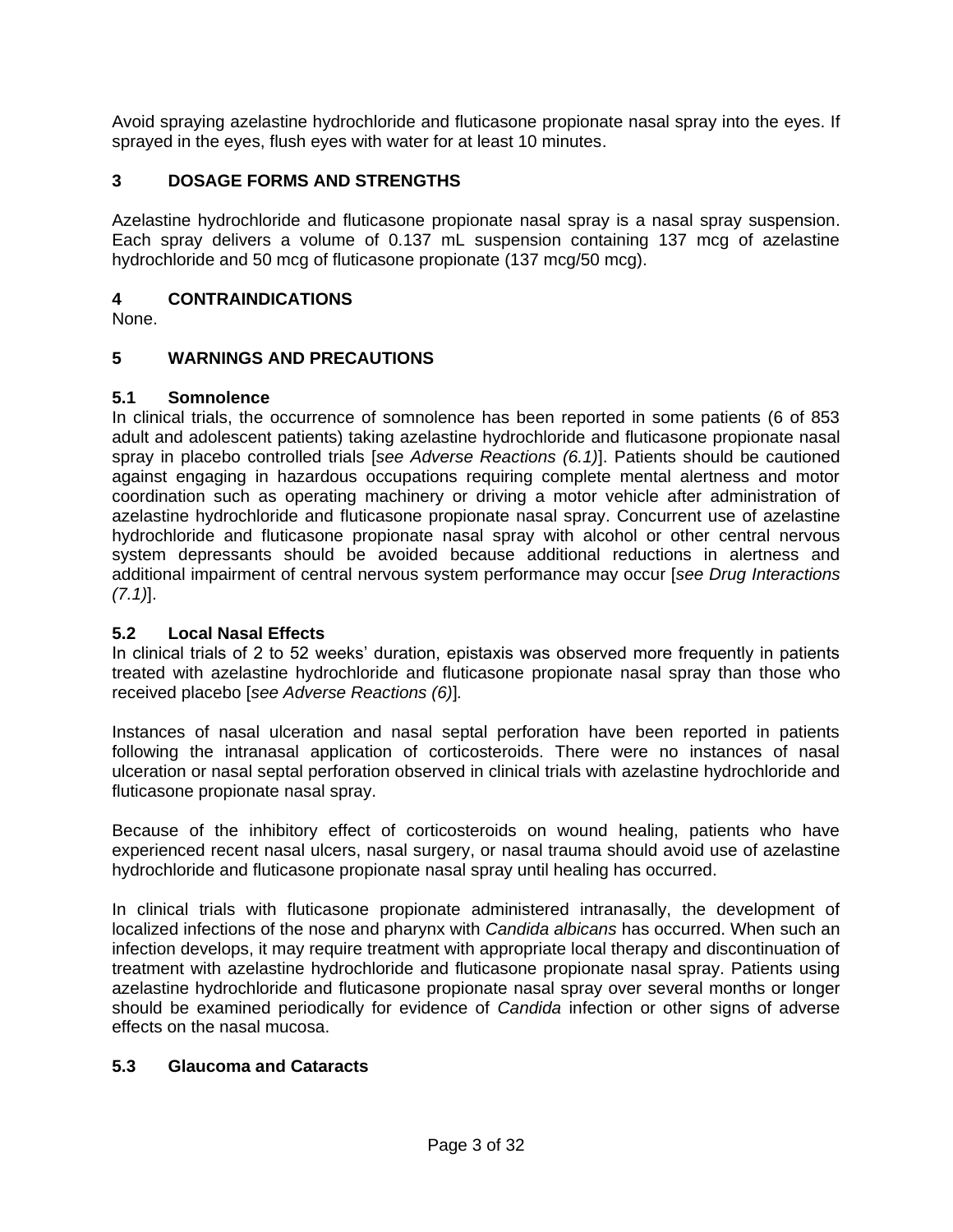Avoid spraying azelastine hydrochloride and fluticasone propionate nasal spray into the eyes. If sprayed in the eyes, flush eyes with water for at least 10 minutes.

## 3 DOSAGE FORMS AND STRENGTHS

Azelastine hydrochloride and fluticasone propionate nasal spray is a nasal spray suspension. Each spray delivers a volume of 0.137 mL suspension containing 137 mcg of azelastine hydrochloride and 50 mcg of fluticasone propionate (137 mcg/50 mcg).

## 4 CONTRAINDICATIONS

None.

## 5 WARNINGS AND PRECAUTIONS

### 5.1 Somnolence

In clinical trials, the occurrence of somnolence has been reported in some patients (6 of 853 adult and adolescent patients) taking azelastine hydrochloride and fluticasone propionate nasal spray in placebo controlled trials [*see Adverse Reactions (6.1)*]. Patients should be cautioned against engaging in hazardous occupations requiring complete mental alertness and motor coordination such as operating machinery or driving a motor vehicle after administration of azelastine hydrochloride and fluticasone propionate nasal spray. Concurrent use of azelastine hydrochloride and fluticasone propionate nasal spray with alcohol or other central nervous system depressants should be avoided because additional reductions in alertness and additional impairment of central nervous system performance may occur [*see Drug Interactions (7.1)*].

### 5.2 Local Nasal Effects

In clinical trials of 2 to 52 weeks' duration, epistaxis was observed more frequently in patients treated with azelastine hydrochloride and fluticasone propionate nasal spray than those who received placebo [*see Adverse Reactions (6)*].

Instances of nasal ulceration and nasal septal perforation have been reported in patients following the intranasal application of corticosteroids. There were no instances of nasal ulceration or nasal septal perforation observed in clinical trials with azelastine hydrochloride and fluticasone propionate nasal spray.

Because of the inhibitory effect of corticosteroids on wound healing, patients who have experienced recent nasal ulcers, nasal surgery, or nasal trauma should avoid use of azelastine hydrochloride and fluticasone propionate nasal spray until healing has occurred.

In clinical trials with fluticasone propionate administered intranasally, the development of localized infections of the nose and pharynx with *Candida albicans* has occurred. When such an infection develops, it may require treatment with appropriate local therapy and discontinuation of treatment with azelastine hydrochloride and fluticasone propionate nasal spray. Patients using azelastine hydrochloride and fluticasone propionate nasal spray over several months or longer should be examined periodically for evidence of *Candida* infection or other signs of adverse effects on the nasal mucosa.

### 5.3 Glaucoma and Cataracts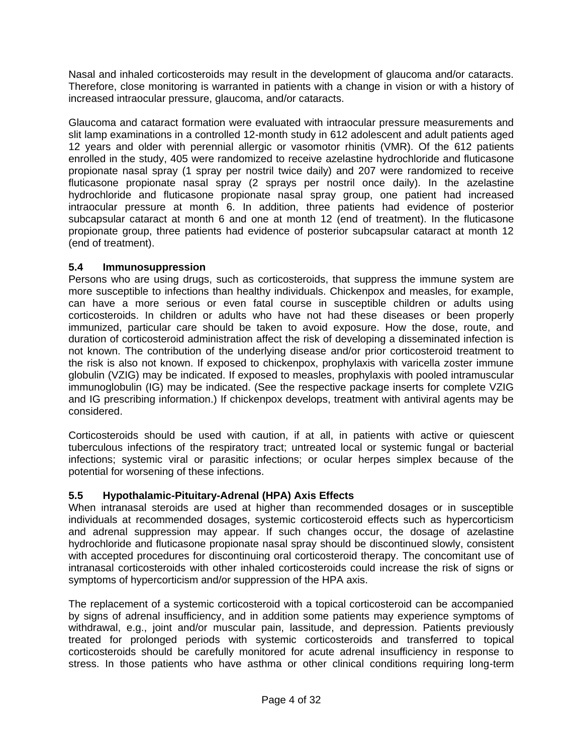Nasal and inhaled corticosteroids may result in the development of glaucoma and/or cataracts. Therefore, close monitoring is warranted in patients with a change in vision or with a history of increased intraocular pressure, glaucoma, and/or cataracts.

Glaucoma and cataract formation were evaluated with intraocular pressure measurements and slit lamp examinations in a controlled 12-month study in 612 adolescent and adult patients aged 12 years and older with perennial allergic or vasomotor rhinitis (VMR). Of the 612 patients enrolled in the study, 405 were randomized to receive azelastine hydrochloride and fluticasone propionate nasal spray (1 spray per nostril twice daily) and 207 were randomized to receive fluticasone propionate nasal spray (2 sprays per nostril once daily). In the azelastine hydrochloride and fluticasone propionate nasal spray group, one patient had increased intraocular pressure at month 6. In addition, three patients had evidence of posterior subcapsular cataract at month 6 and one at month 12 (end of treatment). In the fluticasone propionate group, three patients had evidence of posterior subcapsular cataract at month 12 (end of treatment).

### 5.4 Immunosuppression

Persons who are using drugs, such as corticosteroids, that suppress the immune system are more susceptible to infections than healthy individuals. Chickenpox and measles, for example, can have a more serious or even fatal course in susceptible children or adults using corticosteroids. In children or adults who have not had these diseases or been properly immunized, particular care should be taken to avoid exposure. How the dose, route, and duration of corticosteroid administration affect the risk of developing a disseminated infection is not known. The contribution of the underlying disease and/or prior corticosteroid treatment to the risk is also not known. If exposed to chickenpox, prophylaxis with varicella zoster immune globulin (VZIG) may be indicated. If exposed to measles, prophylaxis with pooled intramuscular immunoglobulin (IG) may be indicated. (See the respective package inserts for complete VZIG and IG prescribing information.) If chickenpox develops, treatment with antiviral agents may be considered.

Corticosteroids should be used with caution, if at all, in patients with active or quiescent tuberculous infections of the respiratory tract; untreated local or systemic fungal or bacterial infections; systemic viral or parasitic infections; or ocular herpes simplex because of the potential for worsening of these infections.

### 5.5 Hypothalamic-Pituitary-Adrenal (HPA) Axis Effects

When intranasal steroids are used at higher than recommended dosages or in susceptible individuals at recommended dosages, systemic corticosteroid effects such as hypercorticism and adrenal suppression may appear. If such changes occur, the dosage of azelastine hydrochloride and fluticasone propionate nasal spray should be discontinued slowly, consistent with accepted procedures for discontinuing oral corticosteroid therapy. The concomitant use of intranasal corticosteroids with other inhaled corticosteroids could increase the risk of signs or symptoms of hypercorticism and/or suppression of the HPA axis.

The replacement of a systemic corticosteroid with a topical corticosteroid can be accompanied by signs of adrenal insufficiency, and in addition some patients may experience symptoms of withdrawal, e.g., joint and/or muscular pain, lassitude, and depression. Patients previously treated for prolonged periods with systemic corticosteroids and transferred to topical corticosteroids should be carefully monitored for acute adrenal insufficiency in response to stress. In those patients who have asthma or other clinical conditions requiring long-term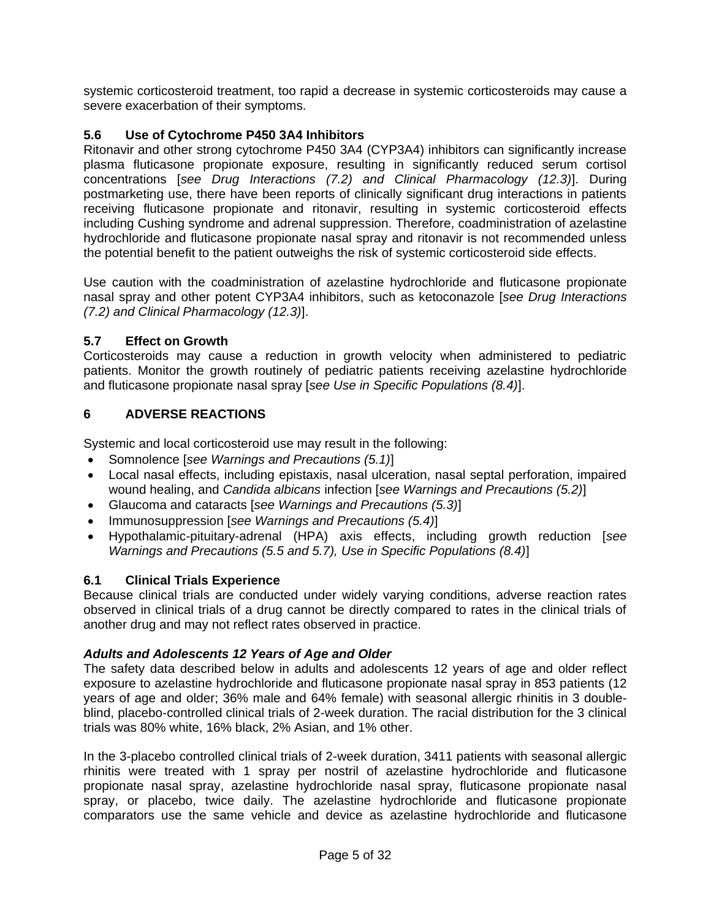systemic corticosteroid treatment, too rapid a decrease in systemic corticosteroids may cause a severe exacerbation of their symptoms.

### 5.6 Use of Cytochrome P450 3A4 Inhibitors

Ritonavir and other strong cytochrome P450 3A4 (CYP3A4) inhibitors can significantly increase plasma fluticasone propionate exposure, resulting in significantly reduced serum cortisol concentrations [*see Drug Interactions (7.2) and Clinical Pharmacology (12.3)*]. During postmarketing use, there have been reports of clinically significant drug interactions in patients receiving fluticasone propionate and ritonavir, resulting in systemic corticosteroid effects including Cushing syndrome and adrenal suppression. Therefore, coadministration of azelastine hydrochloride and fluticasone propionate nasal spray and ritonavir is not recommended unless the potential benefit to the patient outweighs the risk of systemic corticosteroid side effects.

Use caution with the coadministration of azelastine hydrochloride and fluticasone propionate nasal spray and other potent CYP3A4 inhibitors, such as ketoconazole [*see Drug Interactions (7.2) and Clinical Pharmacology (12.3)*].

### 5.7 Effect on Growth

Corticosteroids may cause a reduction in growth velocity when administered to pediatric patients. Monitor the growth routinely of pediatric patients receiving azelastine hydrochloride and fluticasone propionate nasal spray [*see Use in Specific Populations (8.4)*].

## 6 ADVERSE REACTIONS

Systemic and local corticosteroid use may result in the following:

- Somnolence [*see Warnings and Precautions (5.1)*]
- Local nasal effects, including epistaxis, nasal ulceration, nasal septal perforation, impaired wound healing, and *Candida albicans* infection [*see Warnings and Precautions (5.2)*]
- Glaucoma and cataracts [*see Warnings and Precautions (5.3)*]
- Immunosuppression [*see Warnings and Precautions (5.4)*]
- Hypothalamic-pituitary-adrenal (HPA) axis effects, including growth reduction [*see Warnings and Precautions (5.5 and 5.7), Use in Specific Populations (8.4)*]

### 6.1 Clinical Trials Experience

Because clinical trials are conducted under widely varying conditions, adverse reaction rates observed in clinical trials of a drug cannot be directly compared to rates in the clinical trials of another drug and may not reflect rates observed in practice.

***Adults and Adolescents 12 Years of Age and Older***

The safety data described below in adults and adolescents 12 years of age and older reflect exposure to azelastine hydrochloride and fluticasone propionate nasal spray in 853 patients (12 years of age and older; 36% male and 64% female) with seasonal allergic rhinitis in 3 double-blind, placebo-controlled clinical trials of 2-week duration. The racial distribution for the 3 clinical trials was 80% white, 16% black, 2% Asian, and 1% other.

In the 3-placebo controlled clinical trials of 2-week duration, 3411 patients with seasonal allergic rhinitis were treated with 1 spray per nostril of azelastine hydrochloride and fluticasone propionate nasal spray, azelastine hydrochloride nasal spray, fluticasone propionate nasal spray, or placebo, twice daily. The azelastine hydrochloride and fluticasone propionate comparators use the same vehicle and device as azelastine hydrochloride and fluticasone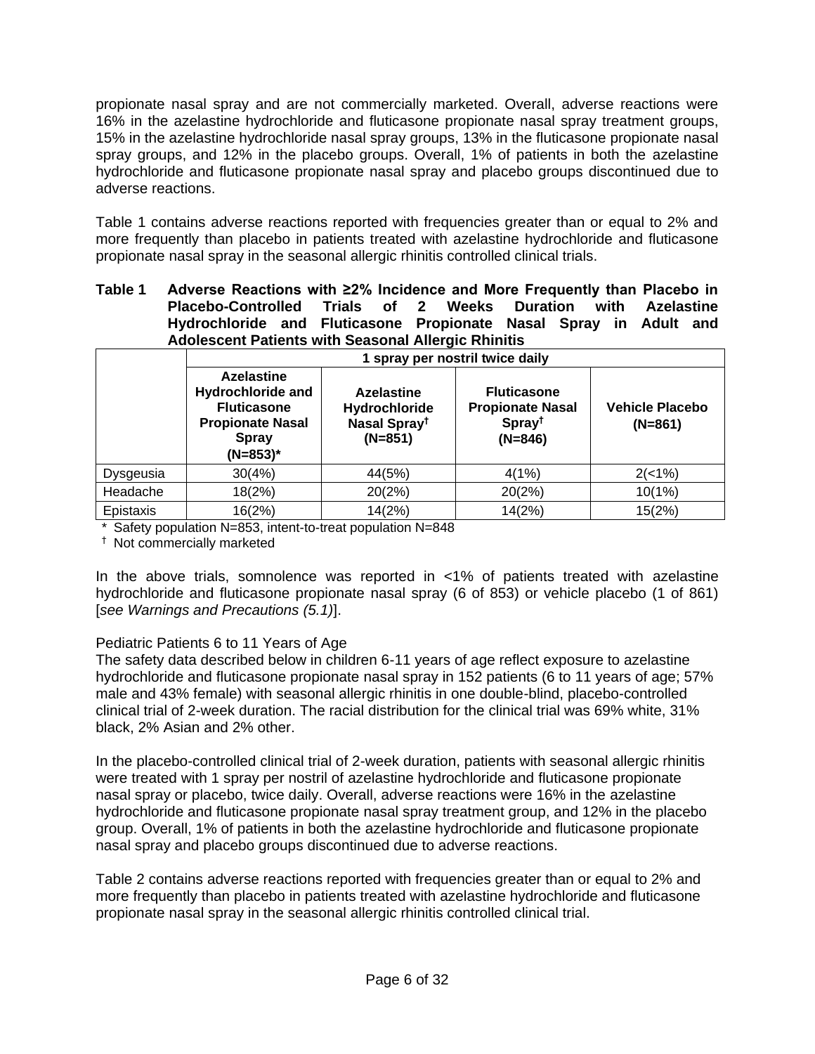propionate nasal spray and are not commercially marketed. Overall, adverse reactions were 16% in the azelastine hydrochloride and fluticasone propionate nasal spray treatment groups, 15% in the azelastine hydrochloride nasal spray groups, 13% in the fluticasone propionate nasal spray groups, and 12% in the placebo groups. Overall, 1% of patients in both the azelastine hydrochloride and fluticasone propionate nasal spray and placebo groups discontinued due to adverse reactions.

Table 1 contains adverse reactions reported with frequencies greater than or equal to 2% and more frequently than placebo in patients treated with azelastine hydrochloride and fluticasone propionate nasal spray in the seasonal allergic rhinitis controlled clinical trials.

**Table 1 Adverse Reactions with ≥2% Incidence and More Frequently than Placebo in Placebo-Controlled Trials of 2 Weeks Duration with Azelastine Hydrochloride and Fluticasone Propionate Nasal Spray in Adult and Adolescent Patients with Seasonal Allergic Rhinitis**

| | 1 spray per nostril twice daily | | | |
|---|---|---|---|---|
| | **Azelastine Hydrochloride and Fluticasone Propionate Nasal Spray (N=853)*** | **Azelastine Hydrochloride Nasal Spray† (N=851)** | **Fluticasone Propionate Nasal Spray† (N=846)** | **Vehicle Placebo (N=861)** |
| Dysgeusia | 30(4%) | 44(5%) | 4(1%) | 2(<1%) |
| Headache | 18(2%) | 20(2%) | 20(2%) | 10(1%) |
| Epistaxis | 16(2%) | 14(2%) | 14(2%) | 15(2%) |

\* Safety population N=853, intent-to-treat population N=848

† Not commercially marketed

In the above trials, somnolence was reported in <1% of patients treated with azelastine hydrochloride and fluticasone propionate nasal spray (6 of 853) or vehicle placebo (1 of 861) [*see Warnings and Precautions (5.1)*].

Pediatric Patients 6 to 11 Years of Age

The safety data described below in children 6-11 years of age reflect exposure to azelastine hydrochloride and fluticasone propionate nasal spray in 152 patients (6 to 11 years of age; 57% male and 43% female) with seasonal allergic rhinitis in one double-blind, placebo-controlled clinical trial of 2-week duration. The racial distribution for the clinical trial was 69% white, 31% black, 2% Asian and 2% other.

In the placebo-controlled clinical trial of 2-week duration, patients with seasonal allergic rhinitis were treated with 1 spray per nostril of azelastine hydrochloride and fluticasone propionate nasal spray or placebo, twice daily. Overall, adverse reactions were 16% in the azelastine hydrochloride and fluticasone propionate nasal spray treatment group, and 12% in the placebo group. Overall, 1% of patients in both the azelastine hydrochloride and fluticasone propionate nasal spray and placebo groups discontinued due to adverse reactions.

Table 2 contains adverse reactions reported with frequencies greater than or equal to 2% and more frequently than placebo in patients treated with azelastine hydrochloride and fluticasone propionate nasal spray in the seasonal allergic rhinitis controlled clinical trial.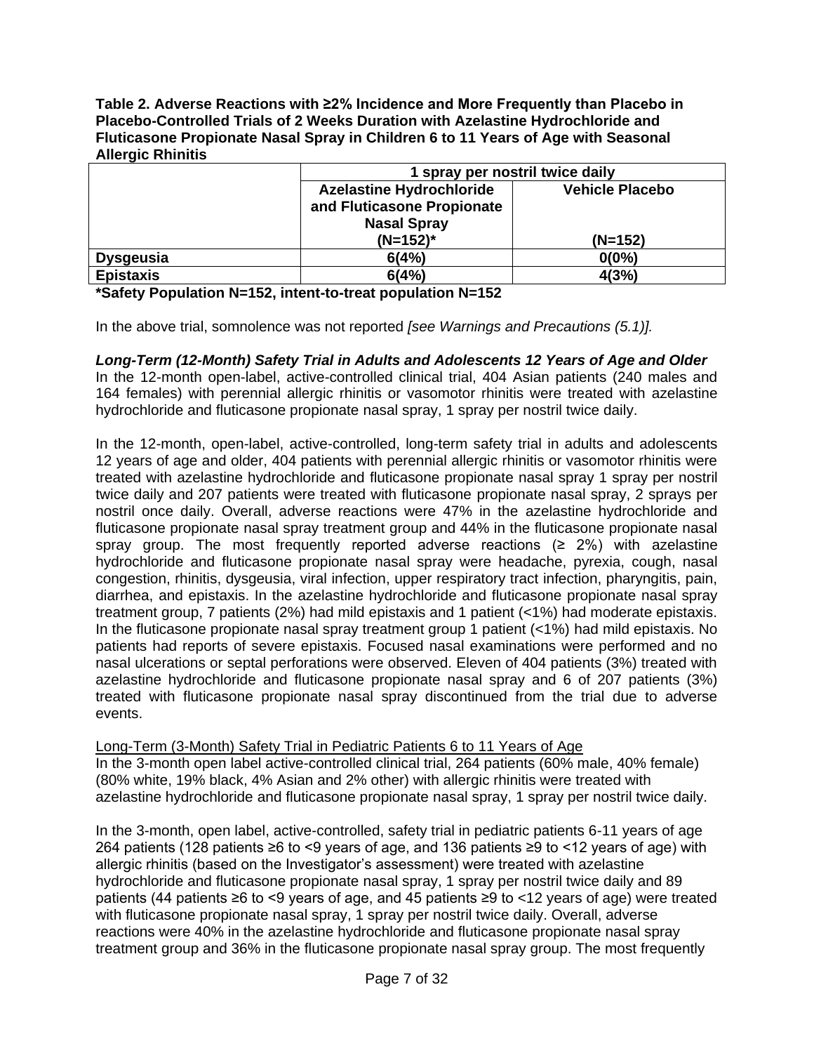**Table 2. Adverse Reactions with ≥2% Incidence and More Frequently than Placebo in Placebo-Controlled Trials of 2 Weeks Duration with Azelastine Hydrochloride and Fluticasone Propionate Nasal Spray in Children 6 to 11 Years of Age with Seasonal Allergic Rhinitis**

| | 1 spray per nostril twice daily | |
|---|---|---|
| | **Azelastine Hydrochloride and Fluticasone Propionate Nasal Spray (N=152)*** | **Vehicle Placebo (N=152)** |
| **Dysgeusia** | **6(4%)** | **0(0%)** |
| **Epistaxis** | **6(4%)** | **4(3%)** |

**\*Safety Population N=152, intent-to-treat population N=152**

In the above trial, somnolence was not reported *[see Warnings and Precautions (5.1)].*

***Long-Term (12-Month) Safety Trial in Adults and Adolescents 12 Years of Age and Older***

In the 12-month open-label, active-controlled clinical trial, 404 Asian patients (240 males and 164 females) with perennial allergic rhinitis or vasomotor rhinitis were treated with azelastine hydrochloride and fluticasone propionate nasal spray, 1 spray per nostril twice daily.

In the 12-month, open-label, active-controlled, long-term safety trial in adults and adolescents 12 years of age and older, 404 patients with perennial allergic rhinitis or vasomotor rhinitis were treated with azelastine hydrochloride and fluticasone propionate nasal spray 1 spray per nostril twice daily and 207 patients were treated with fluticasone propionate nasal spray, 2 sprays per nostril once daily. Overall, adverse reactions were 47% in the azelastine hydrochloride and fluticasone propionate nasal spray treatment group and 44% in the fluticasone propionate nasal spray group. The most frequently reported adverse reactions (≥ 2%) with azelastine hydrochloride and fluticasone propionate nasal spray were headache, pyrexia, cough, nasal congestion, rhinitis, dysgeusia, viral infection, upper respiratory tract infection, pharyngitis, pain, diarrhea, and epistaxis. In the azelastine hydrochloride and fluticasone propionate nasal spray treatment group, 7 patients (2%) had mild epistaxis and 1 patient (<1%) had moderate epistaxis. In the fluticasone propionate nasal spray treatment group 1 patient (<1%) had mild epistaxis. No patients had reports of severe epistaxis. Focused nasal examinations were performed and no nasal ulcerations or septal perforations were observed. Eleven of 404 patients (3%) treated with azelastine hydrochloride and fluticasone propionate nasal spray and 6 of 207 patients (3%) treated with fluticasone propionate nasal spray discontinued from the trial due to adverse events.

Long-Term (3-Month) Safety Trial in Pediatric Patients 6 to 11 Years of Age

In the 3-month open label active-controlled clinical trial, 264 patients (60% male, 40% female) (80% white, 19% black, 4% Asian and 2% other) with allergic rhinitis were treated with azelastine hydrochloride and fluticasone propionate nasal spray, 1 spray per nostril twice daily.

In the 3-month, open label, active-controlled, safety trial in pediatric patients 6-11 years of age 264 patients (128 patients ≥6 to <9 years of age, and 136 patients ≥9 to <12 years of age) with allergic rhinitis (based on the Investigator's assessment) were treated with azelastine hydrochloride and fluticasone propionate nasal spray, 1 spray per nostril twice daily and 89 patients (44 patients ≥6 to <9 years of age, and 45 patients ≥9 to <12 years of age) were treated with fluticasone propionate nasal spray, 1 spray per nostril twice daily. Overall, adverse reactions were 40% in the azelastine hydrochloride and fluticasone propionate nasal spray treatment group and 36% in the fluticasone propionate nasal spray group. The most frequently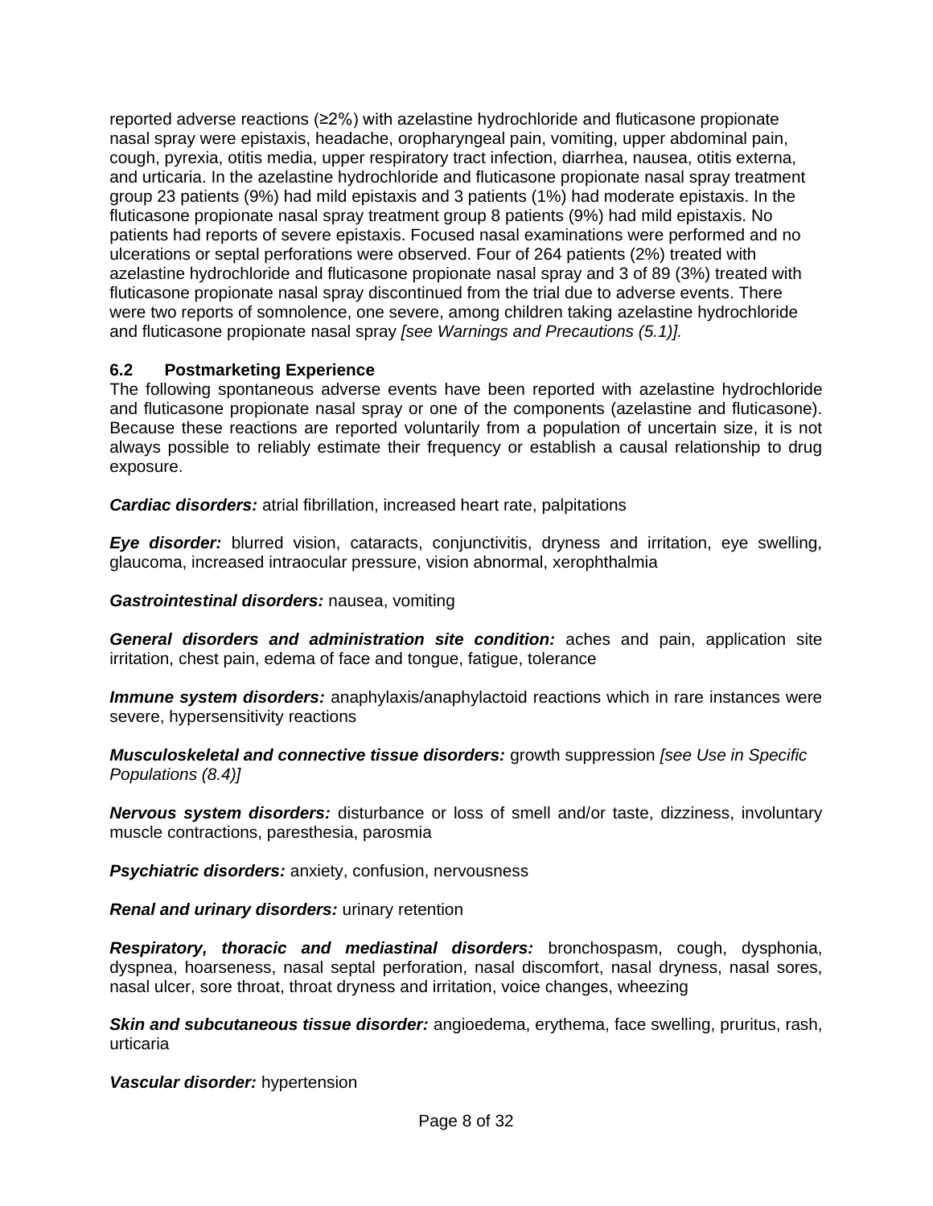reported adverse reactions (≥2%) with azelastine hydrochloride and fluticasone propionate nasal spray were epistaxis, headache, oropharyngeal pain, vomiting, upper abdominal pain, cough, pyrexia, otitis media, upper respiratory tract infection, diarrhea, nausea, otitis externa, and urticaria. In the azelastine hydrochloride and fluticasone propionate nasal spray treatment group 23 patients (9%) had mild epistaxis and 3 patients (1%) had moderate epistaxis. In the fluticasone propionate nasal spray treatment group 8 patients (9%) had mild epistaxis. No patients had reports of severe epistaxis. Focused nasal examinations were performed and no ulcerations or septal perforations were observed. Four of 264 patients (2%) treated with azelastine hydrochloride and fluticasone propionate nasal spray and 3 of 89 (3%) treated with fluticasone propionate nasal spray discontinued from the trial due to adverse events. There were two reports of somnolence, one severe, among children taking azelastine hydrochloride and fluticasone propionate nasal spray *[see Warnings and Precautions (5.1)].*

### 6.2 Postmarketing Experience

The following spontaneous adverse events have been reported with azelastine hydrochloride and fluticasone propionate nasal spray or one of the components (azelastine and fluticasone). Because these reactions are reported voluntarily from a population of uncertain size, it is not always possible to reliably estimate their frequency or establish a causal relationship to drug exposure.

***Cardiac disorders:*** atrial fibrillation, increased heart rate, palpitations

***Eye disorder:*** blurred vision, cataracts, conjunctivitis, dryness and irritation, eye swelling, glaucoma, increased intraocular pressure, vision abnormal, xerophthalmia

***Gastrointestinal disorders:*** nausea, vomiting

***General disorders and administration site condition:*** aches and pain, application site irritation, chest pain, edema of face and tongue, fatigue, tolerance

***Immune system disorders:*** anaphylaxis/anaphylactoid reactions which in rare instances were severe, hypersensitivity reactions

***Musculoskeletal and connective tissue disorders:*** growth suppression *[see Use in Specific Populations (8.4)]*

***Nervous system disorders:*** disturbance or loss of smell and/or taste, dizziness, involuntary muscle contractions, paresthesia, parosmia

***Psychiatric disorders:*** anxiety, confusion, nervousness

***Renal and urinary disorders:*** urinary retention

***Respiratory, thoracic and mediastinal disorders:*** bronchospasm, cough, dysphonia, dyspnea, hoarseness, nasal septal perforation, nasal discomfort, nasal dryness, nasal sores, nasal ulcer, sore throat, throat dryness and irritation, voice changes, wheezing

***Skin and subcutaneous tissue disorder:*** angioedema, erythema, face swelling, pruritus, rash, urticaria

***Vascular disorder:*** hypertension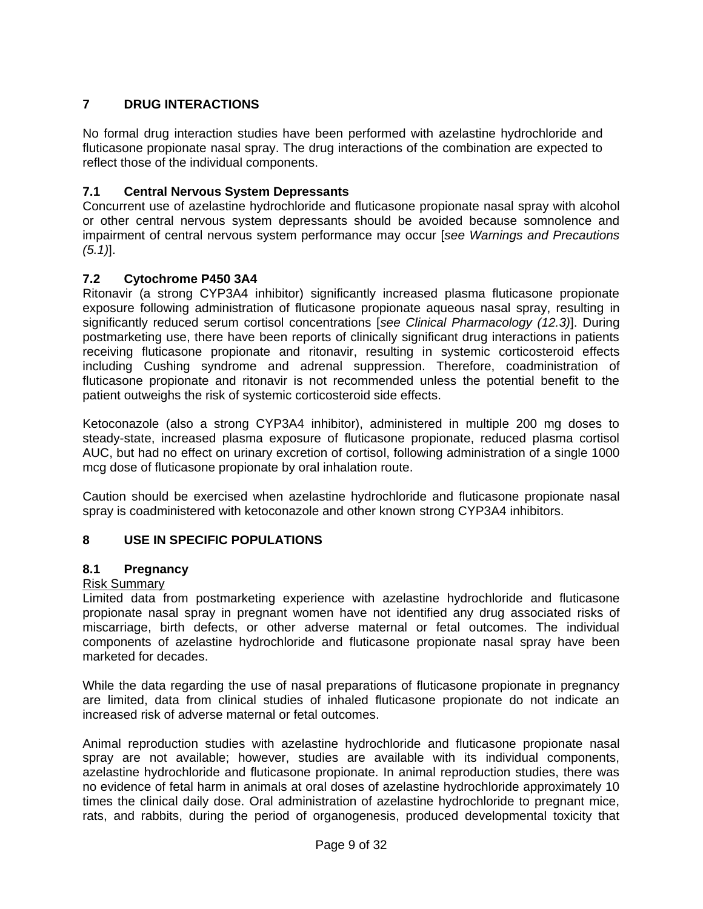## 7 DRUG INTERACTIONS

No formal drug interaction studies have been performed with azelastine hydrochloride and fluticasone propionate nasal spray. The drug interactions of the combination are expected to reflect those of the individual components.

### 7.1 Central Nervous System Depressants

Concurrent use of azelastine hydrochloride and fluticasone propionate nasal spray with alcohol or other central nervous system depressants should be avoided because somnolence and impairment of central nervous system performance may occur [*see Warnings and Precautions (5.1)*].

### 7.2 Cytochrome P450 3A4

Ritonavir (a strong CYP3A4 inhibitor) significantly increased plasma fluticasone propionate exposure following administration of fluticasone propionate aqueous nasal spray, resulting in significantly reduced serum cortisol concentrations [*see Clinical Pharmacology (12.3)*]. During postmarketing use, there have been reports of clinically significant drug interactions in patients receiving fluticasone propionate and ritonavir, resulting in systemic corticosteroid effects including Cushing syndrome and adrenal suppression. Therefore, coadministration of fluticasone propionate and ritonavir is not recommended unless the potential benefit to the patient outweighs the risk of systemic corticosteroid side effects.

Ketoconazole (also a strong CYP3A4 inhibitor), administered in multiple 200 mg doses to steady-state, increased plasma exposure of fluticasone propionate, reduced plasma cortisol AUC, but had no effect on urinary excretion of cortisol, following administration of a single 1000 mcg dose of fluticasone propionate by oral inhalation route.

Caution should be exercised when azelastine hydrochloride and fluticasone propionate nasal spray is coadministered with ketoconazole and other known strong CYP3A4 inhibitors.

## 8 USE IN SPECIFIC POPULATIONS

### 8.1 Pregnancy

Risk Summary

Limited data from postmarketing experience with azelastine hydrochloride and fluticasone propionate nasal spray in pregnant women have not identified any drug associated risks of miscarriage, birth defects, or other adverse maternal or fetal outcomes. The individual components of azelastine hydrochloride and fluticasone propionate nasal spray have been marketed for decades.

While the data regarding the use of nasal preparations of fluticasone propionate in pregnancy are limited, data from clinical studies of inhaled fluticasone propionate do not indicate an increased risk of adverse maternal or fetal outcomes.

Animal reproduction studies with azelastine hydrochloride and fluticasone propionate nasal spray are not available; however, studies are available with its individual components, azelastine hydrochloride and fluticasone propionate. In animal reproduction studies, there was no evidence of fetal harm in animals at oral doses of azelastine hydrochloride approximately 10 times the clinical daily dose. Oral administration of azelastine hydrochloride to pregnant mice, rats, and rabbits, during the period of organogenesis, produced developmental toxicity that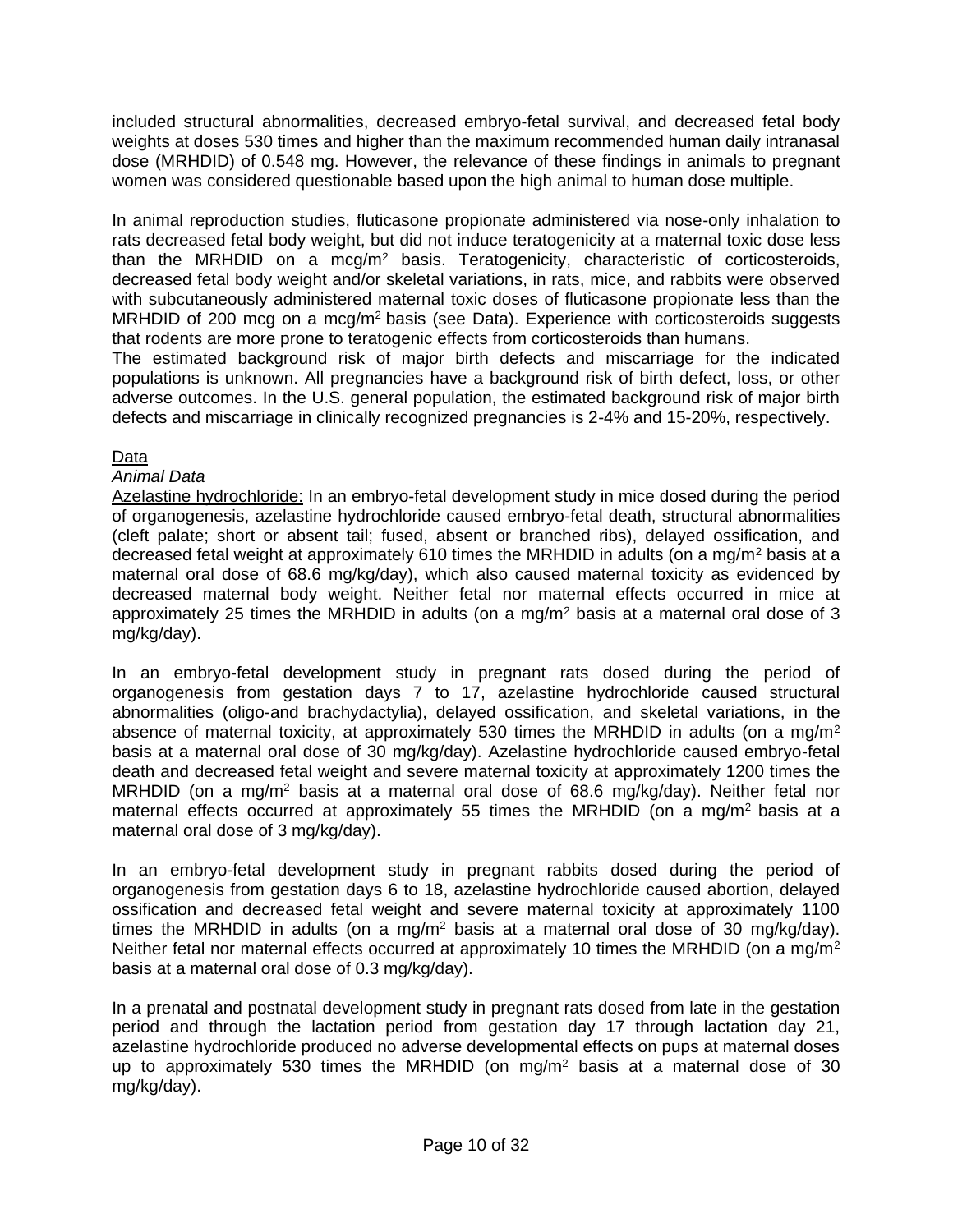included structural abnormalities, decreased embryo-fetal survival, and decreased fetal body weights at doses 530 times and higher than the maximum recommended human daily intranasal dose (MRHDID) of 0.548 mg. However, the relevance of these findings in animals to pregnant women was considered questionable based upon the high animal to human dose multiple.

In animal reproduction studies, fluticasone propionate administered via nose-only inhalation to rats decreased fetal body weight, but did not induce teratogenicity at a maternal toxic dose less than the MRHDID on a mcg/m$^2$ basis. Teratogenicity, characteristic of corticosteroids, decreased fetal body weight and/or skeletal variations, in rats, mice, and rabbits were observed with subcutaneously administered maternal toxic doses of fluticasone propionate less than the MRHDID of 200 mcg on a mcg/m$^2$ basis (see Data). Experience with corticosteroids suggests that rodents are more prone to teratogenic effects from corticosteroids than humans.
The estimated background risk of major birth defects and miscarriage for the indicated populations is unknown. All pregnancies have a background risk of birth defect, loss, or other adverse outcomes. In the U.S. general population, the estimated background risk of major birth defects and miscarriage in clinically recognized pregnancies is 2-4% and 15-20%, respectively.

Data

*Animal Data*

Azelastine hydrochloride: In an embryo-fetal development study in mice dosed during the period of organogenesis, azelastine hydrochloride caused embryo-fetal death, structural abnormalities (cleft palate; short or absent tail; fused, absent or branched ribs), delayed ossification, and decreased fetal weight at approximately 610 times the MRHDID in adults (on a mg/m$^2$ basis at a maternal oral dose of 68.6 mg/kg/day), which also caused maternal toxicity as evidenced by decreased maternal body weight. Neither fetal nor maternal effects occurred in mice at approximately 25 times the MRHDID in adults (on a mg/m$^2$ basis at a maternal oral dose of 3 mg/kg/day).

In an embryo-fetal development study in pregnant rats dosed during the period of organogenesis from gestation days 7 to 17, azelastine hydrochloride caused structural abnormalities (oligo-and brachydactylia), delayed ossification, and skeletal variations, in the absence of maternal toxicity, at approximately 530 times the MRHDID in adults (on a mg/m$^2$ basis at a maternal oral dose of 30 mg/kg/day). Azelastine hydrochloride caused embryo-fetal death and decreased fetal weight and severe maternal toxicity at approximately 1200 times the MRHDID (on a mg/m$^2$ basis at a maternal oral dose of 68.6 mg/kg/day). Neither fetal nor maternal effects occurred at approximately 55 times the MRHDID (on a mg/m$^2$ basis at a maternal oral dose of 3 mg/kg/day).

In an embryo-fetal development study in pregnant rabbits dosed during the period of organogenesis from gestation days 6 to 18, azelastine hydrochloride caused abortion, delayed ossification and decreased fetal weight and severe maternal toxicity at approximately 1100 times the MRHDID in adults (on a mg/m$^2$ basis at a maternal oral dose of 30 mg/kg/day). Neither fetal nor maternal effects occurred at approximately 10 times the MRHDID (on a mg/m$^2$ basis at a maternal oral dose of 0.3 mg/kg/day).

In a prenatal and postnatal development study in pregnant rats dosed from late in the gestation period and through the lactation period from gestation day 17 through lactation day 21, azelastine hydrochloride produced no adverse developmental effects on pups at maternal doses up to approximately 530 times the MRHDID (on mg/m$^2$ basis at a maternal dose of 30 mg/kg/day).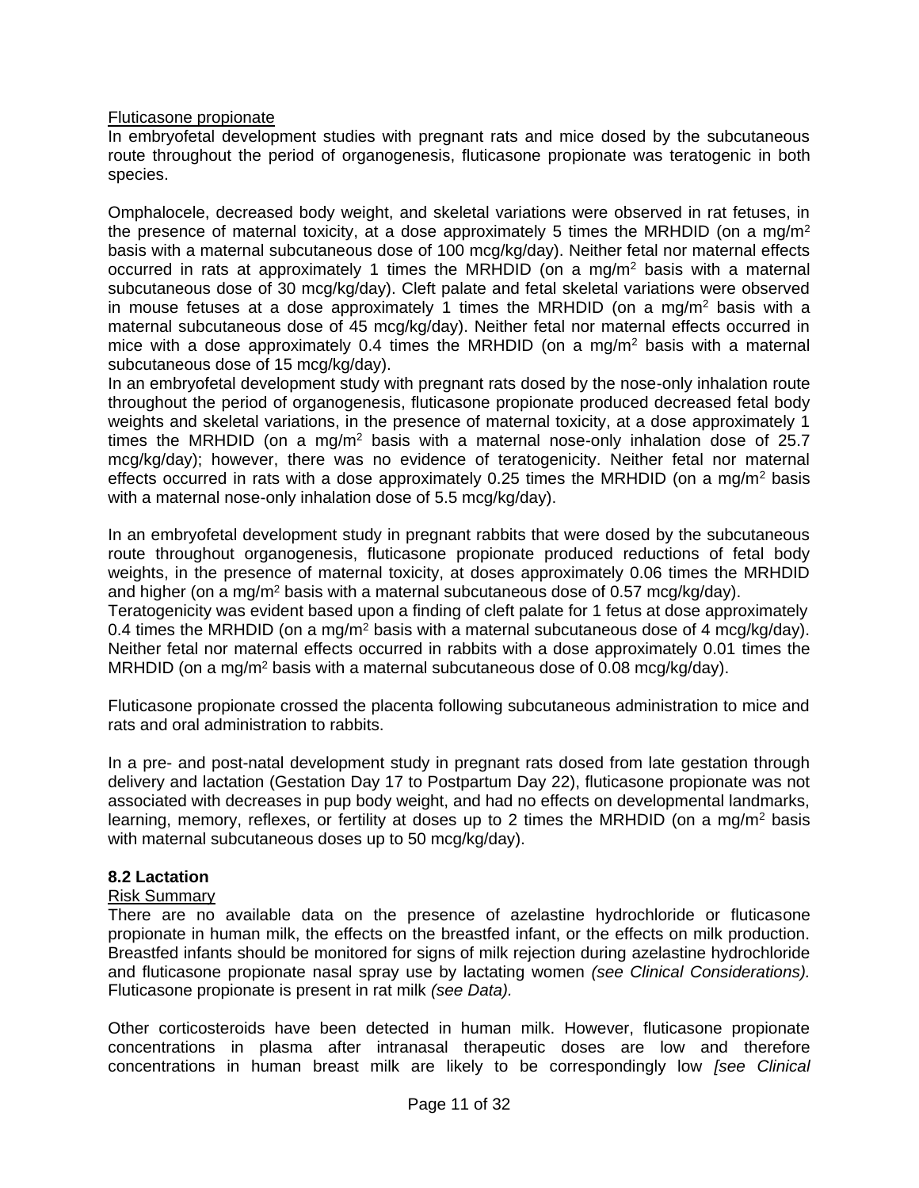Fluticasone propionate

In embryofetal development studies with pregnant rats and mice dosed by the subcutaneous route throughout the period of organogenesis, fluticasone propionate was teratogenic in both species.

Omphalocele, decreased body weight, and skeletal variations were observed in rat fetuses, in the presence of maternal toxicity, at a dose approximately 5 times the MRHDID (on a mg/m$^2$ basis with a maternal subcutaneous dose of 100 mcg/kg/day). Neither fetal nor maternal effects occurred in rats at approximately 1 times the MRHDID (on a mg/m$^2$ basis with a maternal subcutaneous dose of 30 mcg/kg/day). Cleft palate and fetal skeletal variations were observed in mouse fetuses at a dose approximately 1 times the MRHDID (on a mg/m$^2$ basis with a maternal subcutaneous dose of 45 mcg/kg/day). Neither fetal nor maternal effects occurred in mice with a dose approximately 0.4 times the MRHDID (on a mg/m$^2$ basis with a maternal subcutaneous dose of 15 mcg/kg/day).

In an embryofetal development study with pregnant rats dosed by the nose-only inhalation route throughout the period of organogenesis, fluticasone propionate produced decreased fetal body weights and skeletal variations, in the presence of maternal toxicity, at a dose approximately 1 times the MRHDID (on a mg/m$^2$ basis with a maternal nose-only inhalation dose of 25.7 mcg/kg/day); however, there was no evidence of teratogenicity. Neither fetal nor maternal effects occurred in rats with a dose approximately 0.25 times the MRHDID (on a mg/m$^2$ basis with a maternal nose-only inhalation dose of 5.5 mcg/kg/day).

In an embryofetal development study in pregnant rabbits that were dosed by the subcutaneous route throughout organogenesis, fluticasone propionate produced reductions of fetal body weights, in the presence of maternal toxicity, at doses approximately 0.06 times the MRHDID and higher (on a mg/m$^2$ basis with a maternal subcutaneous dose of 0.57 mcg/kg/day). Teratogenicity was evident based upon a finding of cleft palate for 1 fetus at dose approximately 0.4 times the MRHDID (on a mg/m$^2$ basis with a maternal subcutaneous dose of 4 mcg/kg/day). Neither fetal nor maternal effects occurred in rabbits with a dose approximately 0.01 times the MRHDID (on a mg/m$^2$ basis with a maternal subcutaneous dose of 0.08 mcg/kg/day).

Fluticasone propionate crossed the placenta following subcutaneous administration to mice and rats and oral administration to rabbits.

In a pre- and post-natal development study in pregnant rats dosed from late gestation through delivery and lactation (Gestation Day 17 to Postpartum Day 22), fluticasone propionate was not associated with decreases in pup body weight, and had no effects on developmental landmarks, learning, memory, reflexes, or fertility at doses up to 2 times the MRHDID (on a mg/m$^2$ basis with maternal subcutaneous doses up to 50 mcg/kg/day).

### 8.2 Lactation

Risk Summary

There are no available data on the presence of azelastine hydrochloride or fluticasone propionate in human milk, the effects on the breastfed infant, or the effects on milk production. Breastfed infants should be monitored for signs of milk rejection during azelastine hydrochloride and fluticasone propionate nasal spray use by lactating women *(see Clinical Considerations).* Fluticasone propionate is present in rat milk *(see Data).*

Other corticosteroids have been detected in human milk. However, fluticasone propionate concentrations in plasma after intranasal therapeutic doses are low and therefore concentrations in human breast milk are likely to be correspondingly low *[see Clinical*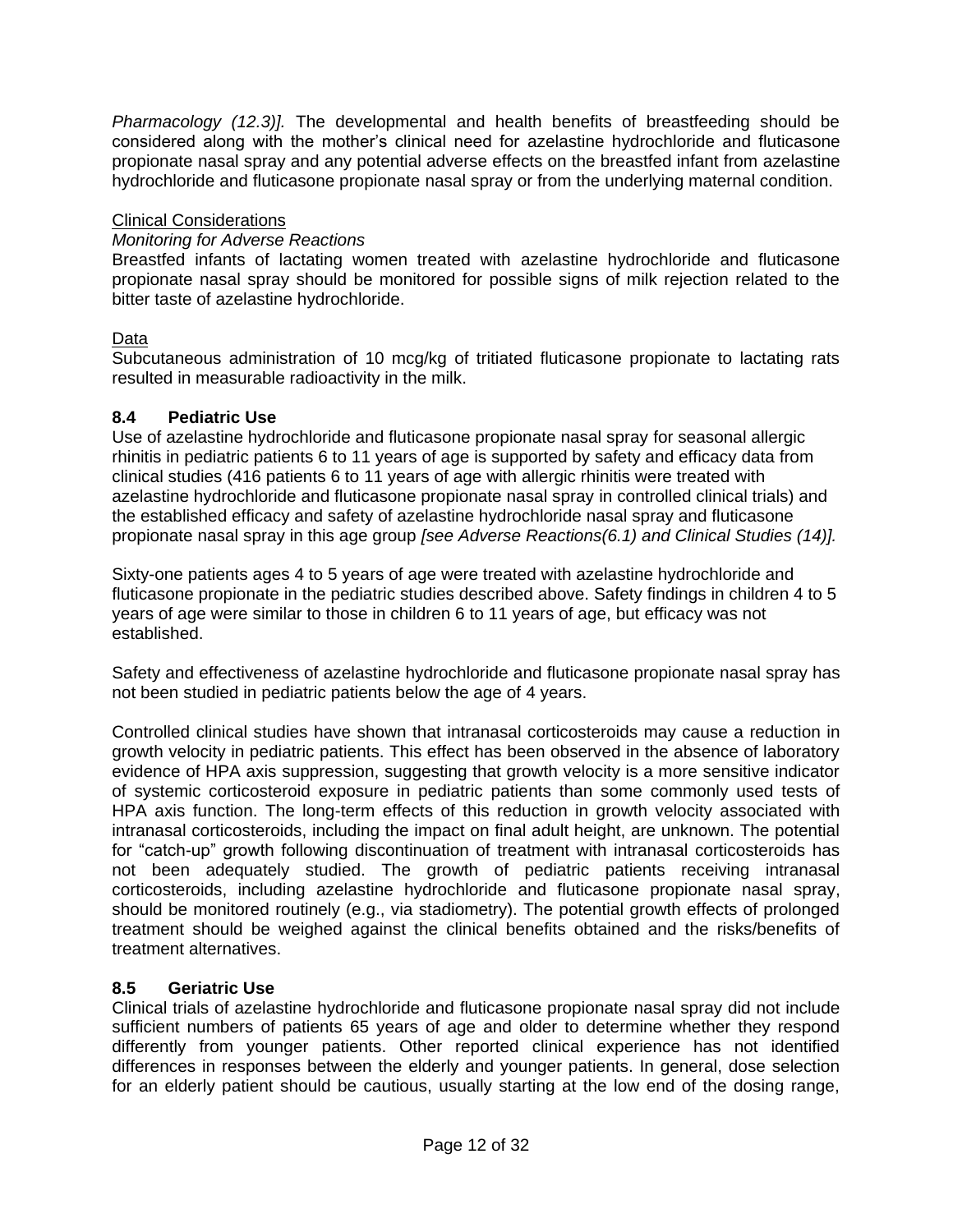*Pharmacology (12.3)].* The developmental and health benefits of breastfeeding should be considered along with the mother's clinical need for azelastine hydrochloride and fluticasone propionate nasal spray and any potential adverse effects on the breastfed infant from azelastine hydrochloride and fluticasone propionate nasal spray or from the underlying maternal condition.

Clinical Considerations

*Monitoring for Adverse Reactions*

Breastfed infants of lactating women treated with azelastine hydrochloride and fluticasone propionate nasal spray should be monitored for possible signs of milk rejection related to the bitter taste of azelastine hydrochloride.

Data

Subcutaneous administration of 10 mcg/kg of tritiated fluticasone propionate to lactating rats resulted in measurable radioactivity in the milk.

### 8.4 Pediatric Use

Use of azelastine hydrochloride and fluticasone propionate nasal spray for seasonal allergic rhinitis in pediatric patients 6 to 11 years of age is supported by safety and efficacy data from clinical studies (416 patients 6 to 11 years of age with allergic rhinitis were treated with azelastine hydrochloride and fluticasone propionate nasal spray in controlled clinical trials) and the established efficacy and safety of azelastine hydrochloride nasal spray and fluticasone propionate nasal spray in this age group *[see Adverse Reactions(6.1) and Clinical Studies (14)].*

Sixty-one patients ages 4 to 5 years of age were treated with azelastine hydrochloride and fluticasone propionate in the pediatric studies described above. Safety findings in children 4 to 5 years of age were similar to those in children 6 to 11 years of age, but efficacy was not established.

Safety and effectiveness of azelastine hydrochloride and fluticasone propionate nasal spray has not been studied in pediatric patients below the age of 4 years.

Controlled clinical studies have shown that intranasal corticosteroids may cause a reduction in growth velocity in pediatric patients. This effect has been observed in the absence of laboratory evidence of HPA axis suppression, suggesting that growth velocity is a more sensitive indicator of systemic corticosteroid exposure in pediatric patients than some commonly used tests of HPA axis function. The long-term effects of this reduction in growth velocity associated with intranasal corticosteroids, including the impact on final adult height, are unknown. The potential for "catch-up" growth following discontinuation of treatment with intranasal corticosteroids has not been adequately studied. The growth of pediatric patients receiving intranasal corticosteroids, including azelastine hydrochloride and fluticasone propionate nasal spray, should be monitored routinely (e.g., via stadiometry). The potential growth effects of prolonged treatment should be weighed against the clinical benefits obtained and the risks/benefits of treatment alternatives.

### 8.5 Geriatric Use

Clinical trials of azelastine hydrochloride and fluticasone propionate nasal spray did not include sufficient numbers of patients 65 years of age and older to determine whether they respond differently from younger patients. Other reported clinical experience has not identified differences in responses between the elderly and younger patients. In general, dose selection for an elderly patient should be cautious, usually starting at the low end of the dosing range,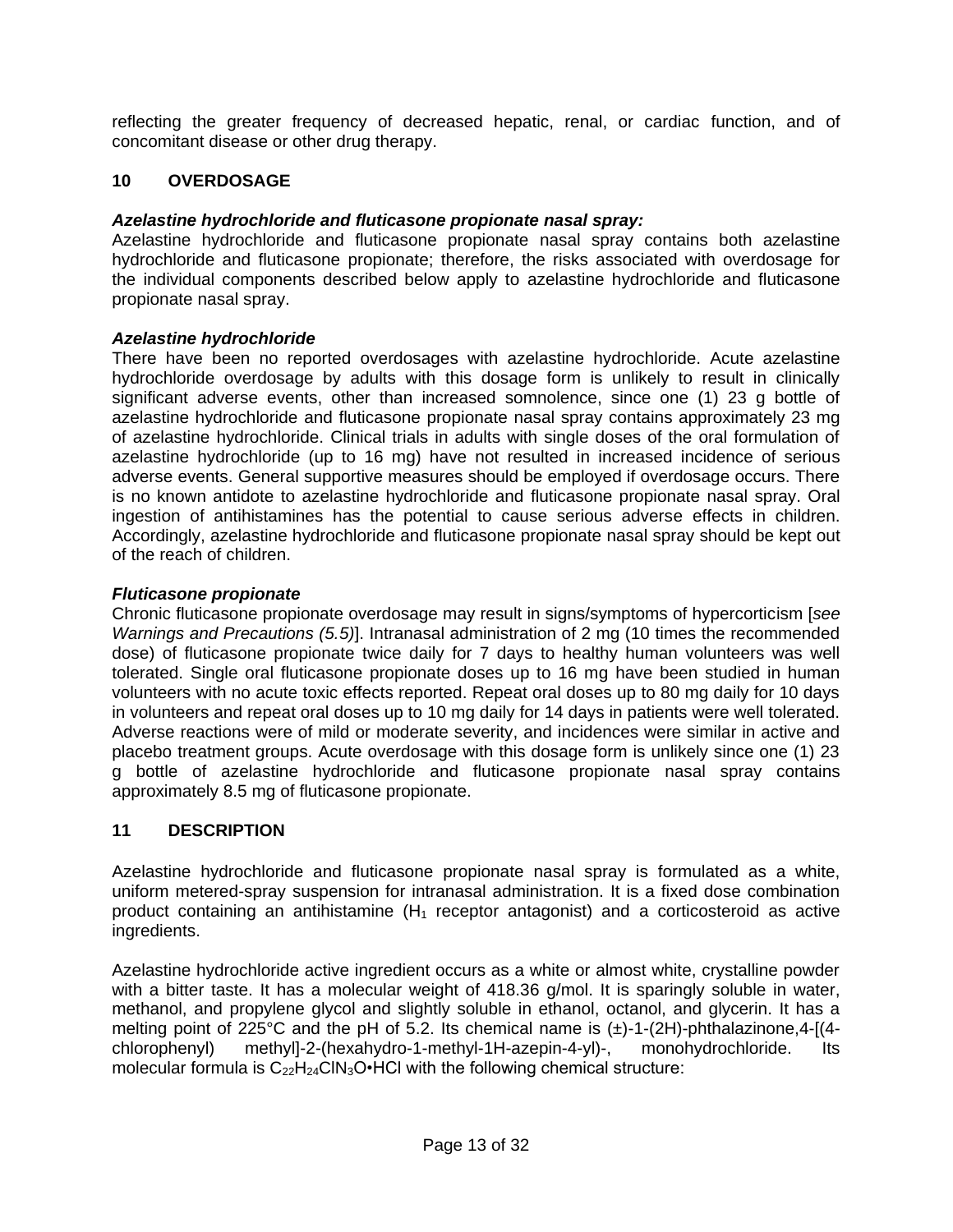reflecting the greater frequency of decreased hepatic, renal, or cardiac function, and of concomitant disease or other drug therapy.

## 10 OVERDOSAGE

***Azelastine hydrochloride and fluticasone propionate nasal spray:***

Azelastine hydrochloride and fluticasone propionate nasal spray contains both azelastine hydrochloride and fluticasone propionate; therefore, the risks associated with overdosage for the individual components described below apply to azelastine hydrochloride and fluticasone propionate nasal spray.

***Azelastine hydrochloride***

There have been no reported overdosages with azelastine hydrochloride. Acute azelastine hydrochloride overdosage by adults with this dosage form is unlikely to result in clinically significant adverse events, other than increased somnolence, since one (1) 23 g bottle of azelastine hydrochloride and fluticasone propionate nasal spray contains approximately 23 mg of azelastine hydrochloride. Clinical trials in adults with single doses of the oral formulation of azelastine hydrochloride (up to 16 mg) have not resulted in increased incidence of serious adverse events. General supportive measures should be employed if overdosage occurs. There is no known antidote to azelastine hydrochloride and fluticasone propionate nasal spray. Oral ingestion of antihistamines has the potential to cause serious adverse effects in children. Accordingly, azelastine hydrochloride and fluticasone propionate nasal spray should be kept out of the reach of children.

***Fluticasone propionate***

Chronic fluticasone propionate overdosage may result in signs/symptoms of hypercorticism [*see Warnings and Precautions (5.5)*]. Intranasal administration of 2 mg (10 times the recommended dose) of fluticasone propionate twice daily for 7 days to healthy human volunteers was well tolerated. Single oral fluticasone propionate doses up to 16 mg have been studied in human volunteers with no acute toxic effects reported. Repeat oral doses up to 80 mg daily for 10 days in volunteers and repeat oral doses up to 10 mg daily for 14 days in patients were well tolerated. Adverse reactions were of mild or moderate severity, and incidences were similar in active and placebo treatment groups. Acute overdosage with this dosage form is unlikely since one (1) 23 g bottle of azelastine hydrochloride and fluticasone propionate nasal spray contains approximately 8.5 mg of fluticasone propionate.

## 11 DESCRIPTION

Azelastine hydrochloride and fluticasone propionate nasal spray is formulated as a white, uniform metered-spray suspension for intranasal administration. It is a fixed dose combination product containing an antihistamine ($H_1$ receptor antagonist) and a corticosteroid as active ingredients.

Azelastine hydrochloride active ingredient occurs as a white or almost white, crystalline powder with a bitter taste. It has a molecular weight of 418.36 g/mol. It is sparingly soluble in water, methanol, and propylene glycol and slightly soluble in ethanol, octanol, and glycerin. It has a melting point of 225°C and the pH of 5.2. Its chemical name is (±)-1-(2H)-phthalazinone,4-[(4-chlorophenyl) methyl]-2-(hexahydro-1-methyl-1H-azepin-4-yl)-, monohydrochloride. Its molecular formula is $C_{22}H_{24}ClN_3O$•HCl with the following chemical structure: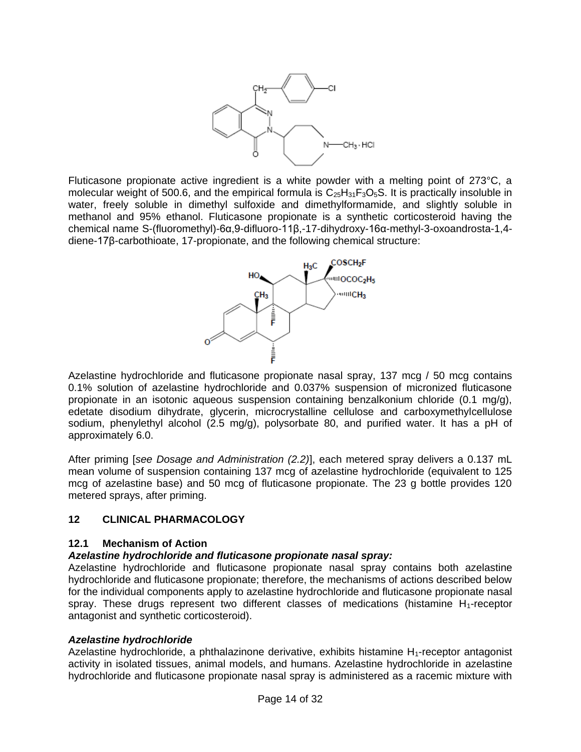Fluticasone propionate active ingredient is a white powder with a melting point of 273°C, a molecular weight of 500.6, and the empirical formula is $C_{25}H_{31}F_3O_5S$. It is practically insoluble in water, freely soluble in dimethyl sulfoxide and dimethylformamide, and slightly soluble in methanol and 95% ethanol. Fluticasone propionate is a synthetic corticosteroid having the chemical name S-(fluoromethyl)-6α,9-difluoro-11β,-17-dihydroxy-16α-methyl-3-oxoandrosta-1,4-diene-17β-carbothioate, 17-propionate, and the following chemical structure:

Azelastine hydrochloride and fluticasone propionate nasal spray, 137 mcg / 50 mcg contains 0.1% solution of azelastine hydrochloride and 0.037% suspension of micronized fluticasone propionate in an isotonic aqueous suspension containing benzalkonium chloride (0.1 mg/g), edetate disodium dihydrate, glycerin, microcrystalline cellulose and carboxymethylcellulose sodium, phenylethyl alcohol (2.5 mg/g), polysorbate 80, and purified water. It has a pH of approximately 6.0.

After priming [*see Dosage and Administration (2.2)*], each metered spray delivers a 0.137 mL mean volume of suspension containing 137 mcg of azelastine hydrochloride (equivalent to 125 mcg of azelastine base) and 50 mcg of fluticasone propionate. The 23 g bottle provides 120 metered sprays, after priming.

## 12 CLINICAL PHARMACOLOGY

### 12.1 Mechanism of Action

***Azelastine hydrochloride and fluticasone propionate nasal spray:***

Azelastine hydrochloride and fluticasone propionate nasal spray contains both azelastine hydrochloride and fluticasone propionate; therefore, the mechanisms of actions described below for the individual components apply to azelastine hydrochloride and fluticasone propionate nasal spray. These drugs represent two different classes of medications (histamine $H_1$-receptor antagonist and synthetic corticosteroid).

***Azelastine hydrochloride***

Azelastine hydrochloride, a phthalazinone derivative, exhibits histamine $H_1$-receptor antagonist activity in isolated tissues, animal models, and humans. Azelastine hydrochloride in azelastine hydrochloride and fluticasone propionate nasal spray is administered as a racemic mixture with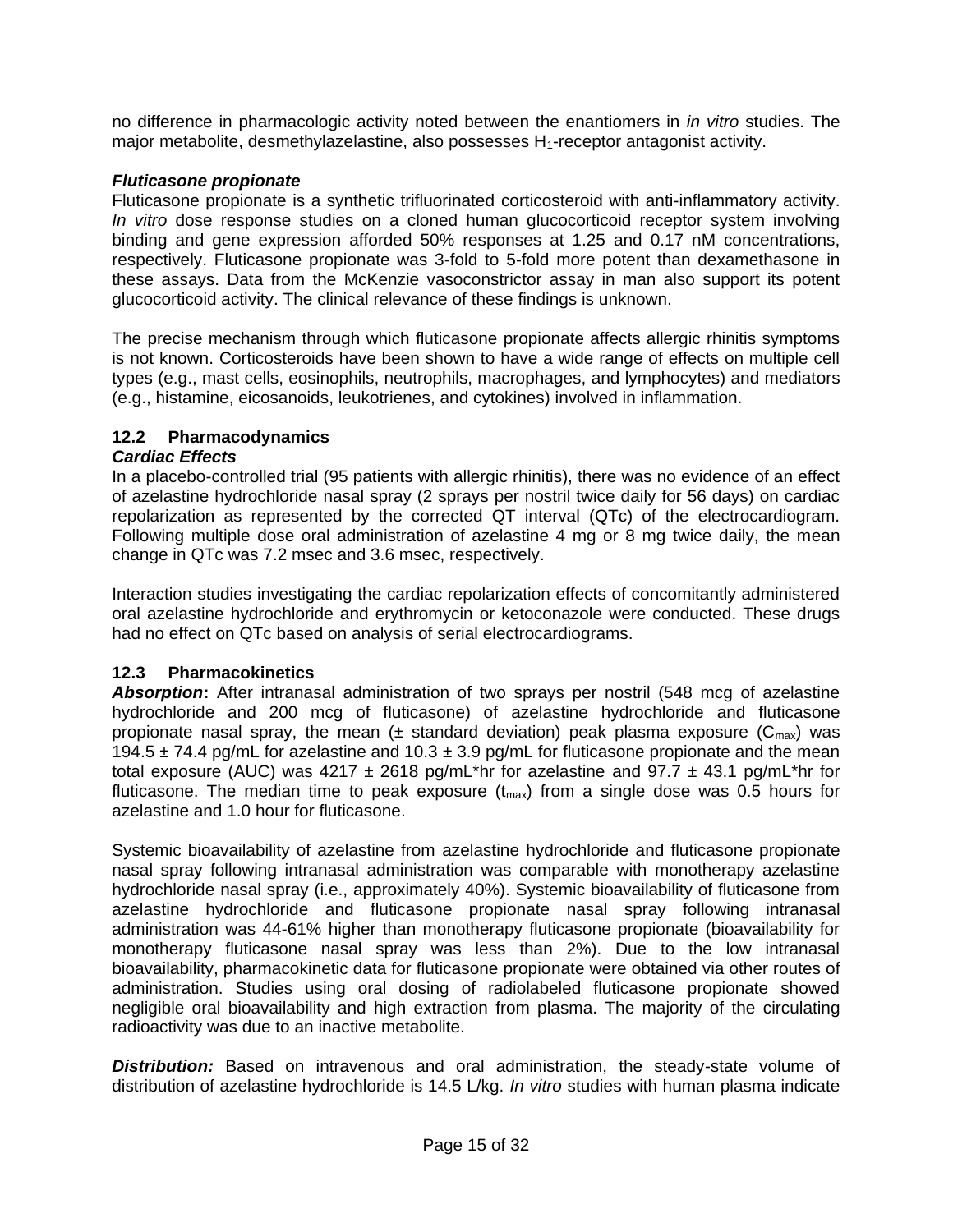no difference in pharmacologic activity noted between the enantiomers in *in vitro* studies. The major metabolite, desmethylazelastine, also possesses $H_1$-receptor antagonist activity.

***Fluticasone propionate***

Fluticasone propionate is a synthetic trifluorinated corticosteroid with anti-inflammatory activity. *In vitro* dose response studies on a cloned human glucocorticoid receptor system involving binding and gene expression afforded 50% responses at 1.25 and 0.17 nM concentrations, respectively. Fluticasone propionate was 3-fold to 5-fold more potent than dexamethasone in these assays. Data from the McKenzie vasoconstrictor assay in man also support its potent glucocorticoid activity. The clinical relevance of these findings is unknown.

The precise mechanism through which fluticasone propionate affects allergic rhinitis symptoms is not known. Corticosteroids have been shown to have a wide range of effects on multiple cell types (e.g., mast cells, eosinophils, neutrophils, macrophages, and lymphocytes) and mediators (e.g., histamine, eicosanoids, leukotrienes, and cytokines) involved in inflammation.

### 12.2 Pharmacodynamics

***Cardiac Effects***

In a placebo-controlled trial (95 patients with allergic rhinitis), there was no evidence of an effect of azelastine hydrochloride nasal spray (2 sprays per nostril twice daily for 56 days) on cardiac repolarization as represented by the corrected QT interval (QTc) of the electrocardiogram. Following multiple dose oral administration of azelastine 4 mg or 8 mg twice daily, the mean change in QTc was 7.2 msec and 3.6 msec, respectively.

Interaction studies investigating the cardiac repolarization effects of concomitantly administered oral azelastine hydrochloride and erythromycin or ketoconazole were conducted. These drugs had no effect on QTc based on analysis of serial electrocardiograms.

### 12.3 Pharmacokinetics

***Absorption*:** After intranasal administration of two sprays per nostril (548 mcg of azelastine hydrochloride and 200 mcg of fluticasone) of azelastine hydrochloride and fluticasone propionate nasal spray, the mean (± standard deviation) peak plasma exposure ($C_{max}$) was 194.5 ± 74.4 pg/mL for azelastine and 10.3 ± 3.9 pg/mL for fluticasone propionate and the mean total exposure (AUC) was 4217 ± 2618 pg/mL*hr for azelastine and 97.7 ± 43.1 pg/mL*hr for fluticasone. The median time to peak exposure ($t_{max}$) from a single dose was 0.5 hours for azelastine and 1.0 hour for fluticasone.

Systemic bioavailability of azelastine from azelastine hydrochloride and fluticasone propionate nasal spray following intranasal administration was comparable with monotherapy azelastine hydrochloride nasal spray (i.e., approximately 40%). Systemic bioavailability of fluticasone from azelastine hydrochloride and fluticasone propionate nasal spray following intranasal administration was 44-61% higher than monotherapy fluticasone propionate (bioavailability for monotherapy fluticasone nasal spray was less than 2%). Due to the low intranasal bioavailability, pharmacokinetic data for fluticasone propionate were obtained via other routes of administration. Studies using oral dosing of radiolabeled fluticasone propionate showed negligible oral bioavailability and high extraction from plasma. The majority of the circulating radioactivity was due to an inactive metabolite.

***Distribution:*** Based on intravenous and oral administration, the steady-state volume of distribution of azelastine hydrochloride is 14.5 L/kg. *In vitro* studies with human plasma indicate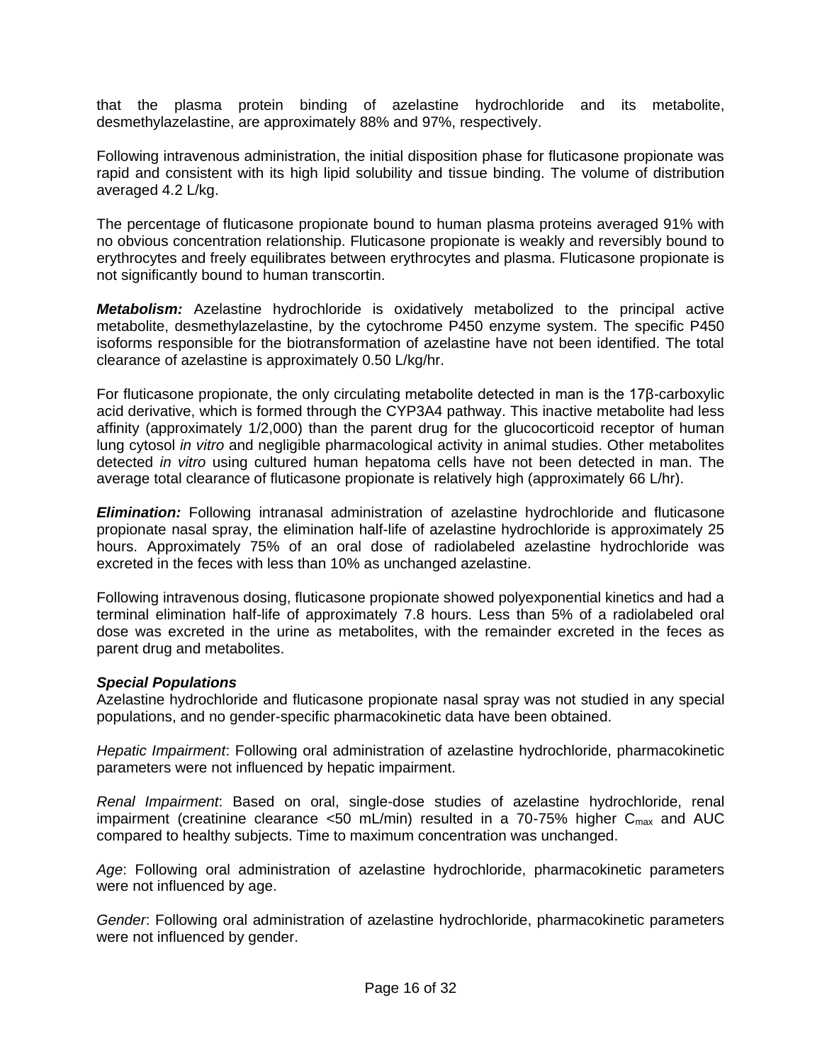that the plasma protein binding of azelastine hydrochloride and its metabolite, desmethylazelastine, are approximately 88% and 97%, respectively.

Following intravenous administration, the initial disposition phase for fluticasone propionate was rapid and consistent with its high lipid solubility and tissue binding. The volume of distribution averaged 4.2 L/kg.

The percentage of fluticasone propionate bound to human plasma proteins averaged 91% with no obvious concentration relationship. Fluticasone propionate is weakly and reversibly bound to erythrocytes and freely equilibrates between erythrocytes and plasma. Fluticasone propionate is not significantly bound to human transcortin.

***Metabolism:*** Azelastine hydrochloride is oxidatively metabolized to the principal active metabolite, desmethylazelastine, by the cytochrome P450 enzyme system. The specific P450 isoforms responsible for the biotransformation of azelastine have not been identified. The total clearance of azelastine is approximately 0.50 L/kg/hr.

For fluticasone propionate, the only circulating metabolite detected in man is the 17β-carboxylic acid derivative, which is formed through the CYP3A4 pathway. This inactive metabolite had less affinity (approximately 1/2,000) than the parent drug for the glucocorticoid receptor of human lung cytosol *in vitro* and negligible pharmacological activity in animal studies. Other metabolites detected *in vitro* using cultured human hepatoma cells have not been detected in man. The average total clearance of fluticasone propionate is relatively high (approximately 66 L/hr).

***Elimination:*** Following intranasal administration of azelastine hydrochloride and fluticasone propionate nasal spray, the elimination half-life of azelastine hydrochloride is approximately 25 hours. Approximately 75% of an oral dose of radiolabeled azelastine hydrochloride was excreted in the feces with less than 10% as unchanged azelastine.

Following intravenous dosing, fluticasone propionate showed polyexponential kinetics and had a terminal elimination half-life of approximately 7.8 hours. Less than 5% of a radiolabeled oral dose was excreted in the urine as metabolites, with the remainder excreted in the feces as parent drug and metabolites.

***Special Populations***

Azelastine hydrochloride and fluticasone propionate nasal spray was not studied in any special populations, and no gender-specific pharmacokinetic data have been obtained.

*Hepatic Impairment*: Following oral administration of azelastine hydrochloride, pharmacokinetic parameters were not influenced by hepatic impairment.

*Renal Impairment*: Based on oral, single-dose studies of azelastine hydrochloride, renal impairment (creatinine clearance <50 mL/min) resulted in a 70-75% higher $C_{max}$ and AUC compared to healthy subjects. Time to maximum concentration was unchanged.

*Age*: Following oral administration of azelastine hydrochloride, pharmacokinetic parameters were not influenced by age.

*Gender*: Following oral administration of azelastine hydrochloride, pharmacokinetic parameters were not influenced by gender.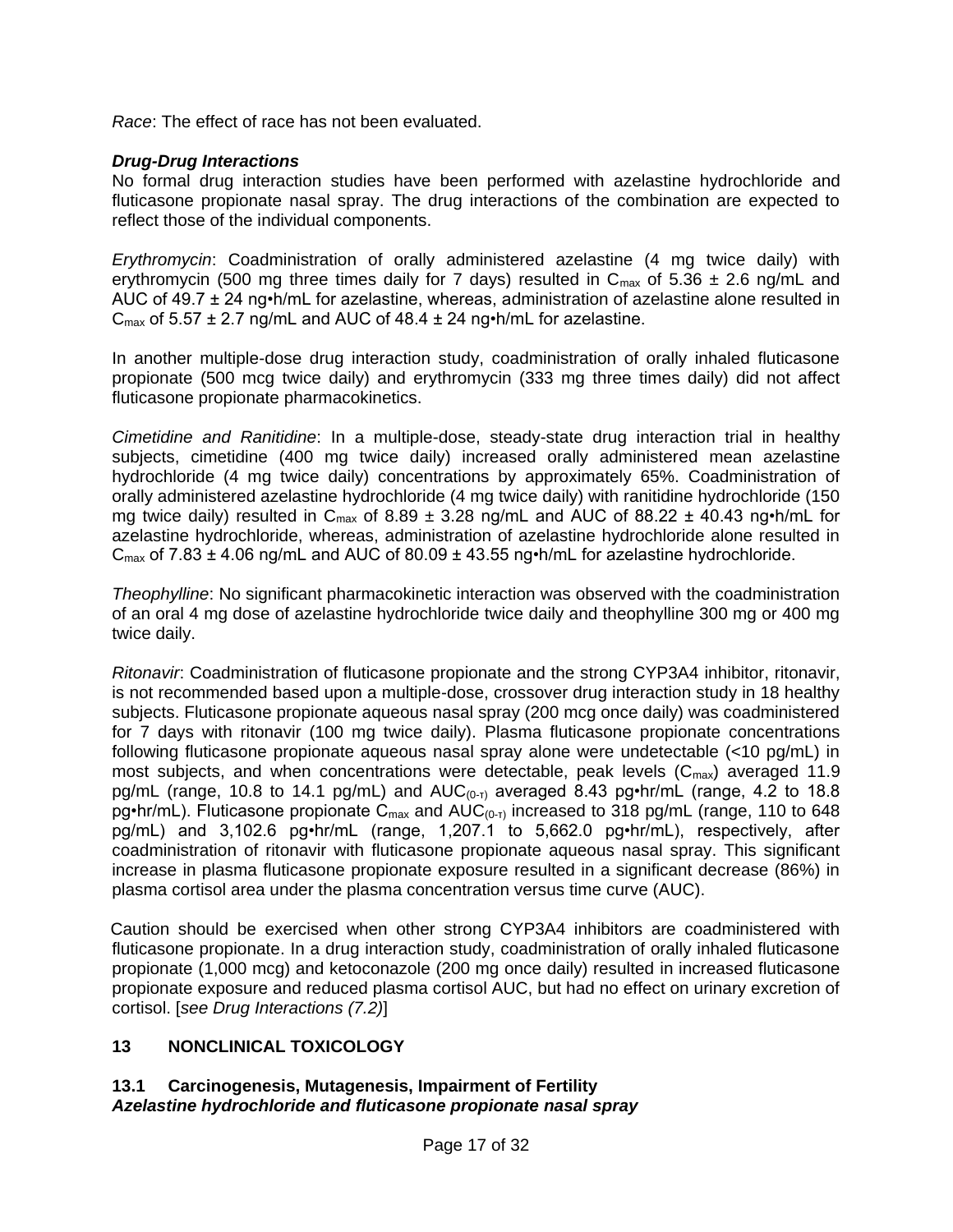*Race*: The effect of race has not been evaluated.

***Drug-Drug Interactions***
No formal drug interaction studies have been performed with azelastine hydrochloride and fluticasone propionate nasal spray. The drug interactions of the combination are expected to reflect those of the individual components.

*Erythromycin*: Coadministration of orally administered azelastine (4 mg twice daily) with erythromycin (500 mg three times daily for 7 days) resulted in $C_{max}$ of 5.36 ± 2.6 ng/mL and AUC of 49.7 ± 24 ng•h/mL for azelastine, whereas, administration of azelastine alone resulted in $C_{max}$ of 5.57 ± 2.7 ng/mL and AUC of 48.4 ± 24 ng•h/mL for azelastine.

In another multiple-dose drug interaction study, coadministration of orally inhaled fluticasone propionate (500 mcg twice daily) and erythromycin (333 mg three times daily) did not affect fluticasone propionate pharmacokinetics.

*Cimetidine and Ranitidine*: In a multiple-dose, steady-state drug interaction trial in healthy subjects, cimetidine (400 mg twice daily) increased orally administered mean azelastine hydrochloride (4 mg twice daily) concentrations by approximately 65%. Coadministration of orally administered azelastine hydrochloride (4 mg twice daily) with ranitidine hydrochloride (150 mg twice daily) resulted in $C_{max}$ of 8.89 ± 3.28 ng/mL and AUC of 88.22 ± 40.43 ng•h/mL for azelastine hydrochloride, whereas, administration of azelastine hydrochloride alone resulted in $C_{max}$ of 7.83 ± 4.06 ng/mL and AUC of 80.09 ± 43.55 ng•h/mL for azelastine hydrochloride.

*Theophylline*: No significant pharmacokinetic interaction was observed with the coadministration of an oral 4 mg dose of azelastine hydrochloride twice daily and theophylline 300 mg or 400 mg twice daily.

*Ritonavir*: Coadministration of fluticasone propionate and the strong CYP3A4 inhibitor, ritonavir, is not recommended based upon a multiple-dose, crossover drug interaction study in 18 healthy subjects. Fluticasone propionate aqueous nasal spray (200 mcg once daily) was coadministered for 7 days with ritonavir (100 mg twice daily). Plasma fluticasone propionate concentrations following fluticasone propionate aqueous nasal spray alone were undetectable (<10 pg/mL) in most subjects, and when concentrations were detectable, peak levels ($C_{max}$) averaged 11.9 pg/mL (range, 10.8 to 14.1 pg/mL) and $AUC_{(0-\tau)}$ averaged 8.43 pg•hr/mL (range, 4.2 to 18.8 pg•hr/mL). Fluticasone propionate $C_{max}$ and $AUC_{(0-\tau)}$ increased to 318 pg/mL (range, 110 to 648 pg/mL) and 3,102.6 pg•hr/mL (range, 1,207.1 to 5,662.0 pg•hr/mL), respectively, after coadministration of ritonavir with fluticasone propionate aqueous nasal spray. This significant increase in plasma fluticasone propionate exposure resulted in a significant decrease (86%) in plasma cortisol area under the plasma concentration versus time curve (AUC).

Caution should be exercised when other strong CYP3A4 inhibitors are coadministered with fluticasone propionate. In a drug interaction study, coadministration of orally inhaled fluticasone propionate (1,000 mcg) and ketoconazole (200 mg once daily) resulted in increased fluticasone propionate exposure and reduced plasma cortisol AUC, but had no effect on urinary excretion of cortisol. [*see Drug Interactions (7.2)*]

## 13 NONCLINICAL TOXICOLOGY

### 13.1 Carcinogenesis, Mutagenesis, Impairment of Fertility

***Azelastine hydrochloride and fluticasone propionate nasal spray***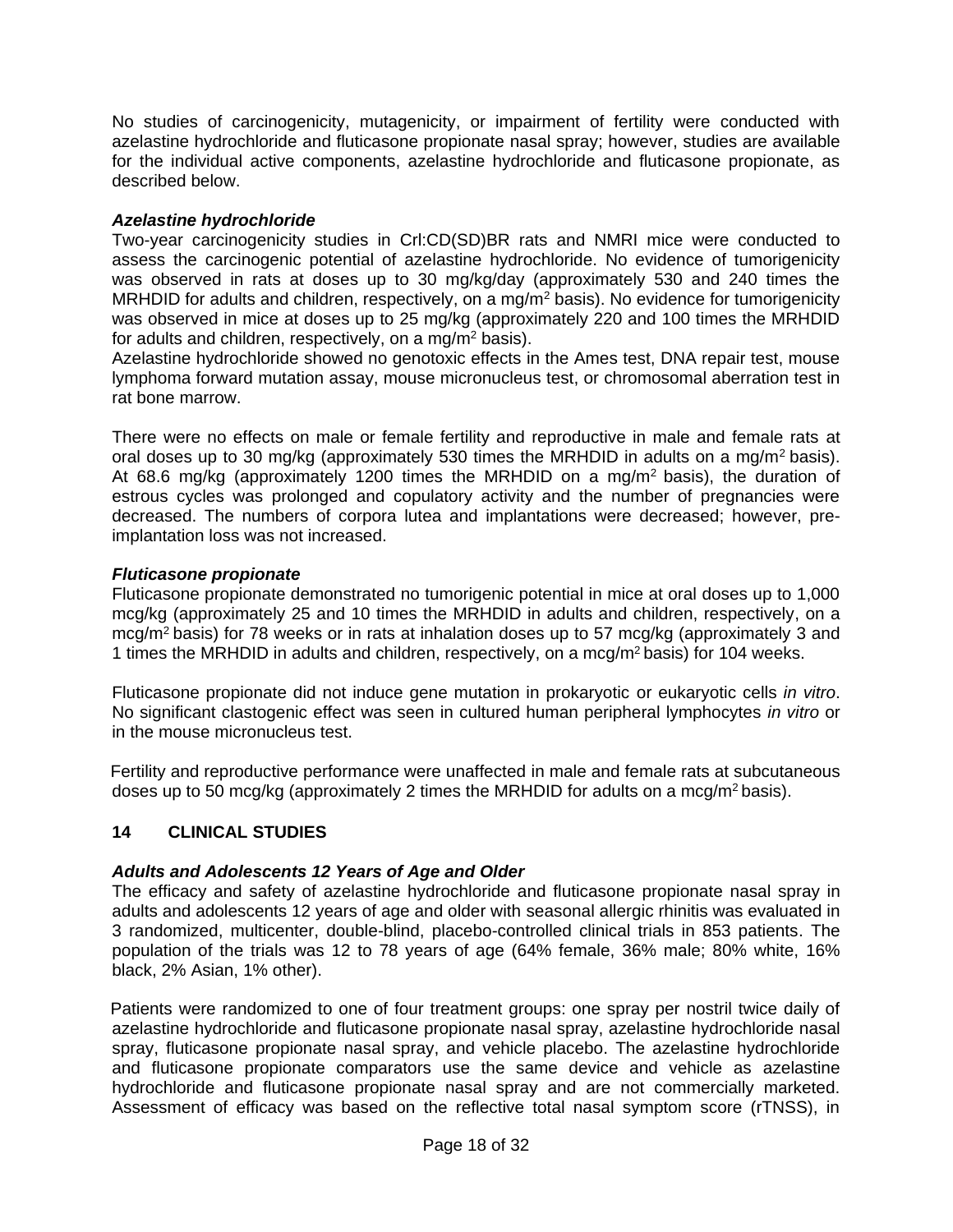No studies of carcinogenicity, mutagenicity, or impairment of fertility were conducted with azelastine hydrochloride and fluticasone propionate nasal spray; however, studies are available for the individual active components, azelastine hydrochloride and fluticasone propionate, as described below.

***Azelastine hydrochloride***

Two-year carcinogenicity studies in Crl:CD(SD)BR rats and NMRI mice were conducted to assess the carcinogenic potential of azelastine hydrochloride. No evidence of tumorigenicity was observed in rats at doses up to 30 mg/kg/day (approximately 530 and 240 times the MRHDID for adults and children, respectively, on a mg/m$^2$ basis). No evidence for tumorigenicity was observed in mice at doses up to 25 mg/kg (approximately 220 and 100 times the MRHDID for adults and children, respectively, on a mg/m$^2$ basis).

Azelastine hydrochloride showed no genotoxic effects in the Ames test, DNA repair test, mouse lymphoma forward mutation assay, mouse micronucleus test, or chromosomal aberration test in rat bone marrow.

There were no effects on male or female fertility and reproductive in male and female rats at oral doses up to 30 mg/kg (approximately 530 times the MRHDID in adults on a mg/m$^2$ basis). At 68.6 mg/kg (approximately 1200 times the MRHDID on a mg/m$^2$ basis), the duration of estrous cycles was prolonged and copulatory activity and the number of pregnancies were decreased. The numbers of corpora lutea and implantations were decreased; however, pre-implantation loss was not increased.

***Fluticasone propionate***

Fluticasone propionate demonstrated no tumorigenic potential in mice at oral doses up to 1,000 mcg/kg (approximately 25 and 10 times the MRHDID in adults and children, respectively, on a mcg/m$^2$ basis) for 78 weeks or in rats at inhalation doses up to 57 mcg/kg (approximately 3 and 1 times the MRHDID in adults and children, respectively, on a mcg/m$^2$ basis) for 104 weeks.

Fluticasone propionate did not induce gene mutation in prokaryotic or eukaryotic cells *in vitro*. No significant clastogenic effect was seen in cultured human peripheral lymphocytes *in vitro* or in the mouse micronucleus test.

Fertility and reproductive performance were unaffected in male and female rats at subcutaneous doses up to 50 mcg/kg (approximately 2 times the MRHDID for adults on a mcg/m$^2$ basis).

## 14 CLINICAL STUDIES

***Adults and Adolescents 12 Years of Age and Older***

The efficacy and safety of azelastine hydrochloride and fluticasone propionate nasal spray in adults and adolescents 12 years of age and older with seasonal allergic rhinitis was evaluated in 3 randomized, multicenter, double-blind, placebo-controlled clinical trials in 853 patients. The population of the trials was 12 to 78 years of age (64% female, 36% male; 80% white, 16% black, 2% Asian, 1% other).

Patients were randomized to one of four treatment groups: one spray per nostril twice daily of azelastine hydrochloride and fluticasone propionate nasal spray, azelastine hydrochloride nasal spray, fluticasone propionate nasal spray, and vehicle placebo. The azelastine hydrochloride and fluticasone propionate comparators use the same device and vehicle as azelastine hydrochloride and fluticasone propionate nasal spray and are not commercially marketed. Assessment of efficacy was based on the reflective total nasal symptom score (rTNSS), in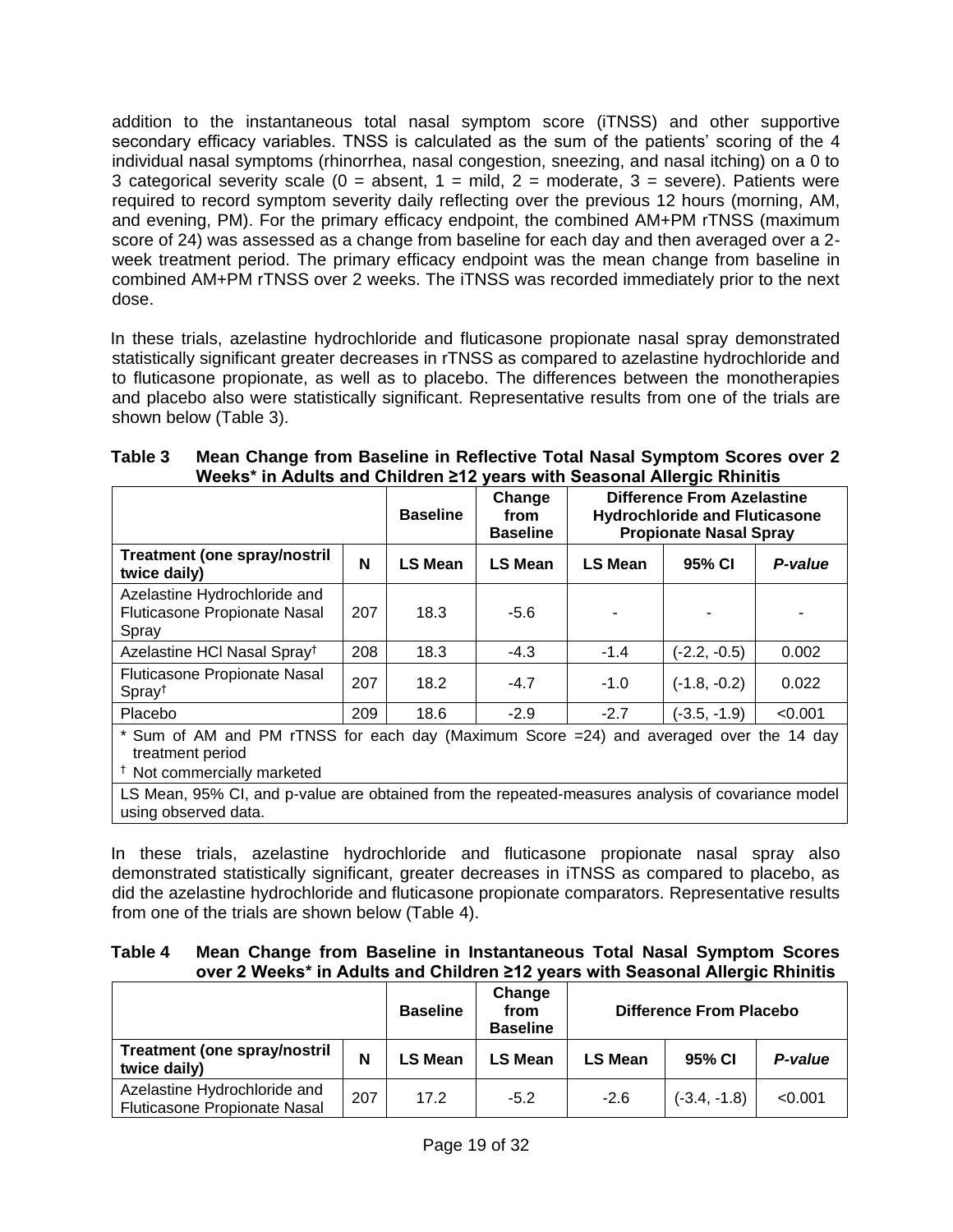addition to the instantaneous total nasal symptom score (iTNSS) and other supportive secondary efficacy variables. TNSS is calculated as the sum of the patients' scoring of the 4 individual nasal symptoms (rhinorrhea, nasal congestion, sneezing, and nasal itching) on a 0 to 3 categorical severity scale (0 = absent, 1 = mild, 2 = moderate, 3 = severe). Patients were required to record symptom severity daily reflecting over the previous 12 hours (morning, AM, and evening, PM). For the primary efficacy endpoint, the combined AM+PM rTNSS (maximum score of 24) was assessed as a change from baseline for each day and then averaged over a 2-week treatment period. The primary efficacy endpoint was the mean change from baseline in combined AM+PM rTNSS over 2 weeks. The iTNSS was recorded immediately prior to the next dose.

In these trials, azelastine hydrochloride and fluticasone propionate nasal spray demonstrated statistically significant greater decreases in rTNSS as compared to azelastine hydrochloride and to fluticasone propionate, as well as to placebo. The differences between the monotherapies and placebo also were statistically significant. Representative results from one of the trials are shown below (Table 3).

**Table 3 Mean Change from Baseline in Reflective Total Nasal Symptom Scores over 2 Weeks* in Adults and Children ≥12 years with Seasonal Allergic Rhinitis**

| | | Baseline | Change from Baseline | Difference From Azelastine Hydrochloride and Fluticasone Propionate Nasal Spray | | |
|---|---|---|---|---|---|---|
| **Treatment (one spray/nostril twice daily)** | **N** | **LS Mean** | **LS Mean** | **LS Mean** | **95% CI** | ***P-value*** |
| Azelastine Hydrochloride and Fluticasone Propionate Nasal Spray | 207 | 18.3 | -5.6 | - | - | - |
| Azelastine HCl Nasal Spray† | 208 | 18.3 | -4.3 | -1.4 | (-2.2, -0.5) | 0.002 |
| Fluticasone Propionate Nasal Spray† | 207 | 18.2 | -4.7 | -1.0 | (-1.8, -0.2) | 0.022 |
| Placebo | 209 | 18.6 | -2.9 | -2.7 | (-3.5, -1.9) | <0.001 |

\* Sum of AM and PM rTNSS for each day (Maximum Score =24) and averaged over the 14 day treatment period

† Not commercially marketed

LS Mean, 95% CI, and p-value are obtained from the repeated-measures analysis of covariance model using observed data.

In these trials, azelastine hydrochloride and fluticasone propionate nasal spray also demonstrated statistically significant, greater decreases in iTNSS as compared to placebo, as did the azelastine hydrochloride and fluticasone propionate comparators. Representative results from one of the trials are shown below (Table 4).

**Table 4 Mean Change from Baseline in Instantaneous Total Nasal Symptom Scores over 2 Weeks* in Adults and Children ≥12 years with Seasonal Allergic Rhinitis**

| | | Baseline | Change from Baseline | Difference From Placebo | | |
|---|---|---|---|---|---|---|
| **Treatment (one spray/nostril twice daily)** | **N** | **LS Mean** | **LS Mean** | **LS Mean** | **95% CI** | ***P-value*** |
| Azelastine Hydrochloride and Fluticasone Propionate Nasal | 207 | 17.2 | -5.2 | -2.6 | (-3.4, -1.8) | <0.001 |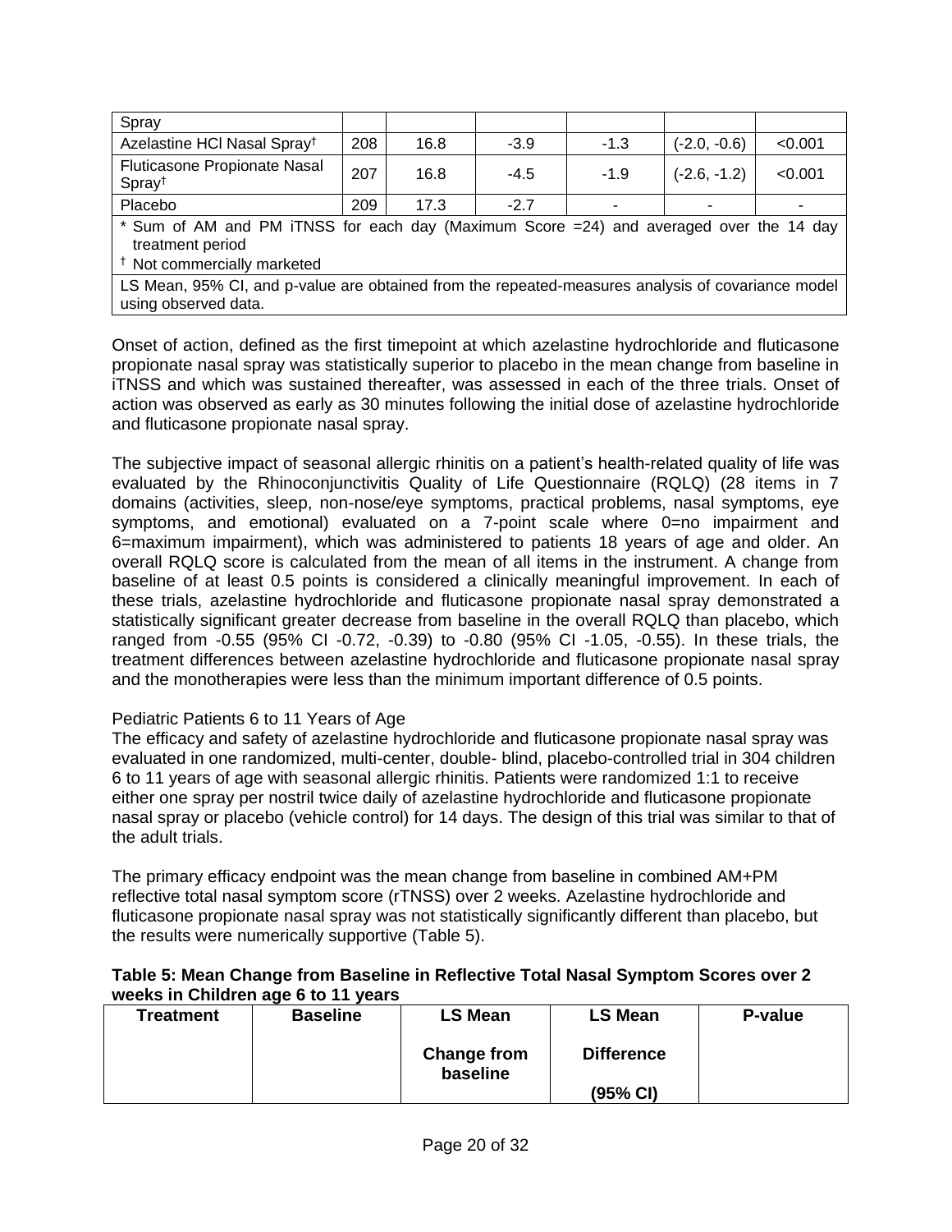| Spray | | | | | | |
|---|---|---|---|---|---|---|
| Azelastine HCl Nasal Spray† | 208 | 16.8 | -3.9 | -1.3 | (-2.0, -0.6) | <0.001 |
| Fluticasone Propionate Nasal Spray† | 207 | 16.8 | -4.5 | -1.9 | (-2.6, -1.2) | <0.001 |
| Placebo | 209 | 17.3 | -2.7 | - | - | - |

\* Sum of AM and PM iTNSS for each day (Maximum Score =24) and averaged over the 14 day treatment period
† Not commercially marketed

LS Mean, 95% CI, and p-value are obtained from the repeated-measures analysis of covariance model using observed data.

Onset of action, defined as the first timepoint at which azelastine hydrochloride and fluticasone propionate nasal spray was statistically superior to placebo in the mean change from baseline in iTNSS and which was sustained thereafter, was assessed in each of the three trials. Onset of action was observed as early as 30 minutes following the initial dose of azelastine hydrochloride and fluticasone propionate nasal spray.

The subjective impact of seasonal allergic rhinitis on a patient's health-related quality of life was evaluated by the Rhinoconjunctivitis Quality of Life Questionnaire (RQLQ) (28 items in 7 domains (activities, sleep, non-nose/eye symptoms, practical problems, nasal symptoms, eye symptoms, and emotional) evaluated on a 7-point scale where 0=no impairment and 6=maximum impairment), which was administered to patients 18 years of age and older. An overall RQLQ score is calculated from the mean of all items in the instrument. A change from baseline of at least 0.5 points is considered a clinically meaningful improvement. In each of these trials, azelastine hydrochloride and fluticasone propionate nasal spray demonstrated a statistically significant greater decrease from baseline in the overall RQLQ than placebo, which ranged from -0.55 (95% CI -0.72, -0.39) to -0.80 (95% CI -1.05, -0.55). In these trials, the treatment differences between azelastine hydrochloride and fluticasone propionate nasal spray and the monotherapies were less than the minimum important difference of 0.5 points.

Pediatric Patients 6 to 11 Years of Age

The efficacy and safety of azelastine hydrochloride and fluticasone propionate nasal spray was evaluated in one randomized, multi-center, double- blind, placebo-controlled trial in 304 children 6 to 11 years of age with seasonal allergic rhinitis. Patients were randomized 1:1 to receive either one spray per nostril twice daily of azelastine hydrochloride and fluticasone propionate nasal spray or placebo (vehicle control) for 14 days. The design of this trial was similar to that of the adult trials.

The primary efficacy endpoint was the mean change from baseline in combined AM+PM reflective total nasal symptom score (rTNSS) over 2 weeks. Azelastine hydrochloride and fluticasone propionate nasal spray was not statistically significantly different than placebo, but the results were numerically supportive (Table 5).

**Table 5: Mean Change from Baseline in Reflective Total Nasal Symptom Scores over 2 weeks in Children age 6 to 11 years**

| Treatment | Baseline | LS Mean Change from baseline | LS Mean Difference (95% CI) | P-value |
|---|---|---|---|---|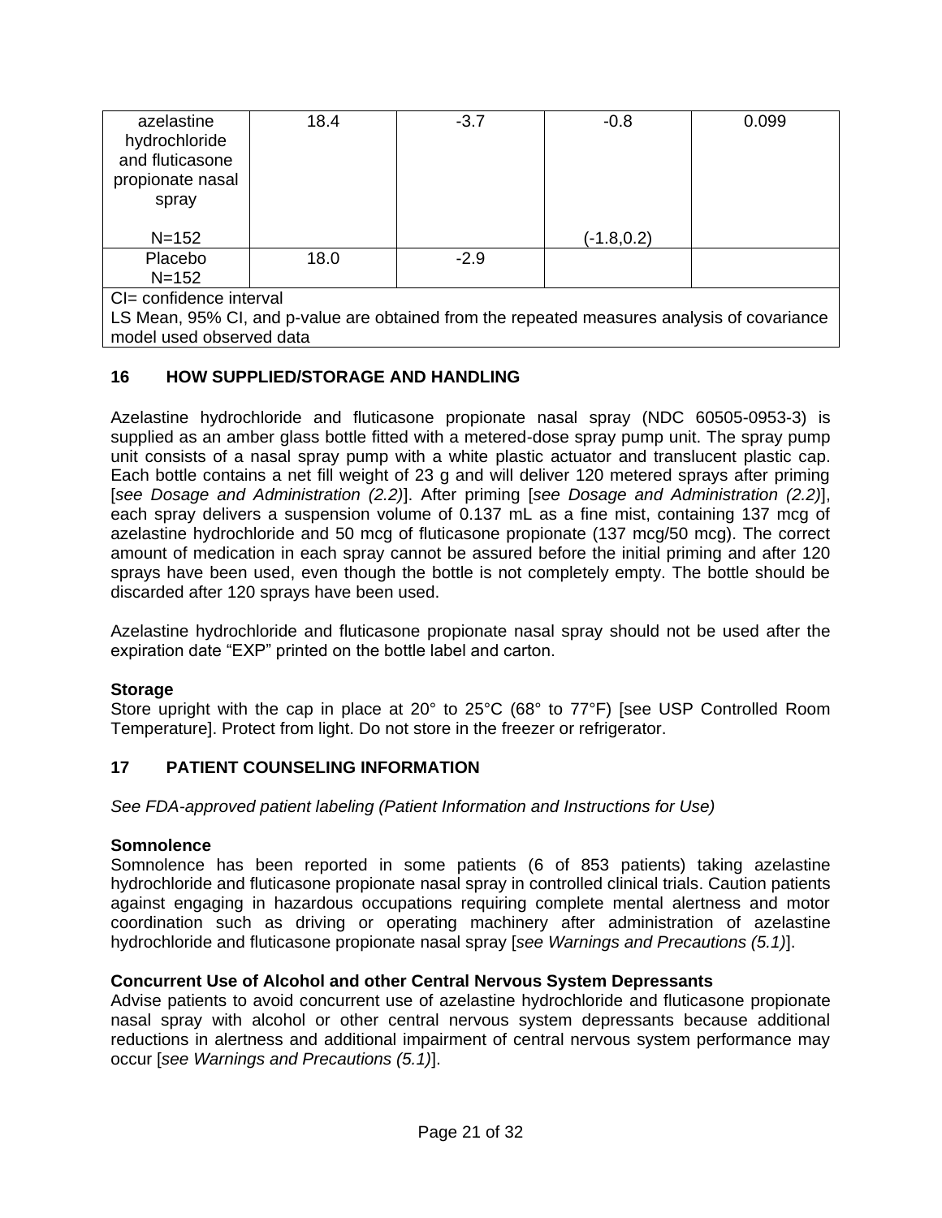| azelastine hydrochloride and fluticasone propionate nasal spray<br><br>N=152 | 18.4 | -3.7 | -0.8<br><br>(-1.8,0.2) | 0.099 |
|---|---|---|---|---|
| Placebo<br>N=152 | 18.0 | -2.9 | | |

CI= confidence interval
LS Mean, 95% CI, and p-value are obtained from the repeated measures analysis of covariance model used observed data

## 16 HOW SUPPLIED/STORAGE AND HANDLING

Azelastine hydrochloride and fluticasone propionate nasal spray (NDC 60505-0953-3) is supplied as an amber glass bottle fitted with a metered-dose spray pump unit. The spray pump unit consists of a nasal spray pump with a white plastic actuator and translucent plastic cap. Each bottle contains a net fill weight of 23 g and will deliver 120 metered sprays after priming [*see Dosage and Administration (2.2)*]. After priming [*see Dosage and Administration (2.2)*], each spray delivers a suspension volume of 0.137 mL as a fine mist, containing 137 mcg of azelastine hydrochloride and 50 mcg of fluticasone propionate (137 mcg/50 mcg). The correct amount of medication in each spray cannot be assured before the initial priming and after 120 sprays have been used, even though the bottle is not completely empty. The bottle should be discarded after 120 sprays have been used.

Azelastine hydrochloride and fluticasone propionate nasal spray should not be used after the expiration date “EXP” printed on the bottle label and carton.

**Storage**
Store upright with the cap in place at 20° to 25°C (68° to 77°F) [see USP Controlled Room Temperature]. Protect from light. Do not store in the freezer or refrigerator.

## 17 PATIENT COUNSELING INFORMATION

*See FDA-approved patient labeling (Patient Information and Instructions for Use)*

**Somnolence**
Somnolence has been reported in some patients (6 of 853 patients) taking azelastine hydrochloride and fluticasone propionate nasal spray in controlled clinical trials. Caution patients against engaging in hazardous occupations requiring complete mental alertness and motor coordination such as driving or operating machinery after administration of azelastine hydrochloride and fluticasone propionate nasal spray [*see Warnings and Precautions (5.1)*].

**Concurrent Use of Alcohol and other Central Nervous System Depressants**
Advise patients to avoid concurrent use of azelastine hydrochloride and fluticasone propionate nasal spray with alcohol or other central nervous system depressants because additional reductions in alertness and additional impairment of central nervous system performance may occur [*see Warnings and Precautions (5.1)*].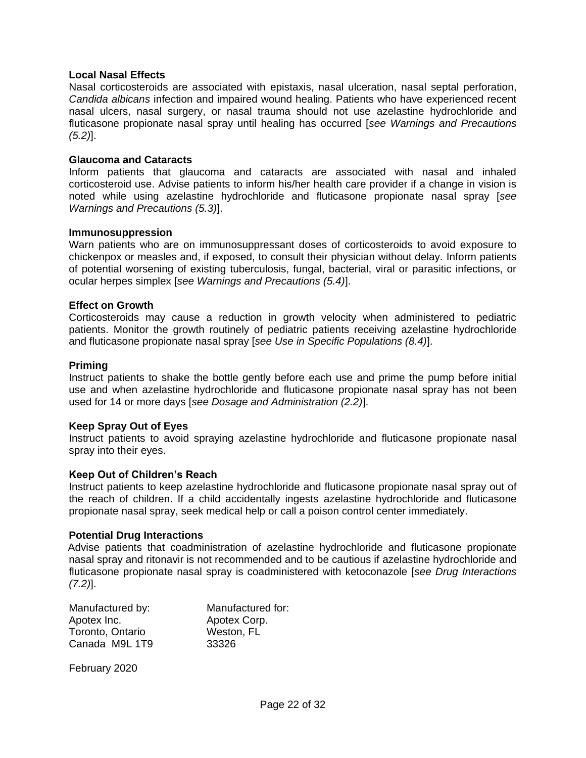**Local Nasal Effects**

Nasal corticosteroids are associated with epistaxis, nasal ulceration, nasal septal perforation, *Candida albicans* infection and impaired wound healing. Patients who have experienced recent nasal ulcers, nasal surgery, or nasal trauma should not use azelastine hydrochloride and fluticasone propionate nasal spray until healing has occurred [*see Warnings and Precautions (5.2)*].

**Glaucoma and Cataracts**

Inform patients that glaucoma and cataracts are associated with nasal and inhaled corticosteroid use. Advise patients to inform his/her health care provider if a change in vision is noted while using azelastine hydrochloride and fluticasone propionate nasal spray [*see Warnings and Precautions (5.3)*].

**Immunosuppression**

Warn patients who are on immunosuppressant doses of corticosteroids to avoid exposure to chickenpox or measles and, if exposed, to consult their physician without delay. Inform patients of potential worsening of existing tuberculosis, fungal, bacterial, viral or parasitic infections, or ocular herpes simplex [*see Warnings and Precautions (5.4)*].

**Effect on Growth**

Corticosteroids may cause a reduction in growth velocity when administered to pediatric patients. Monitor the growth routinely of pediatric patients receiving azelastine hydrochloride and fluticasone propionate nasal spray [*see Use in Specific Populations (8.4)*].

**Priming**

Instruct patients to shake the bottle gently before each use and prime the pump before initial use and when azelastine hydrochloride and fluticasone propionate nasal spray has not been used for 14 or more days [*see Dosage and Administration (2.2)*].

**Keep Spray Out of Eyes**

Instruct patients to avoid spraying azelastine hydrochloride and fluticasone propionate nasal spray into their eyes.

**Keep Out of Children's Reach**

Instruct patients to keep azelastine hydrochloride and fluticasone propionate nasal spray out of the reach of children. If a child accidentally ingests azelastine hydrochloride and fluticasone propionate nasal spray, seek medical help or call a poison control center immediately.

**Potential Drug Interactions**

Advise patients that coadministration of azelastine hydrochloride and fluticasone propionate nasal spray and ritonavir is not recommended and to be cautious if azelastine hydrochloride and fluticasone propionate nasal spray is coadministered with ketoconazole [*see Drug Interactions (7.2)*].

| Manufactured by: | Manufactured for: |
|---|---|
| Apotex Inc. | Apotex Corp. |
| Toronto, Ontario | Weston, FL |
| Canada M9L 1T9 | 33326 |

February 2020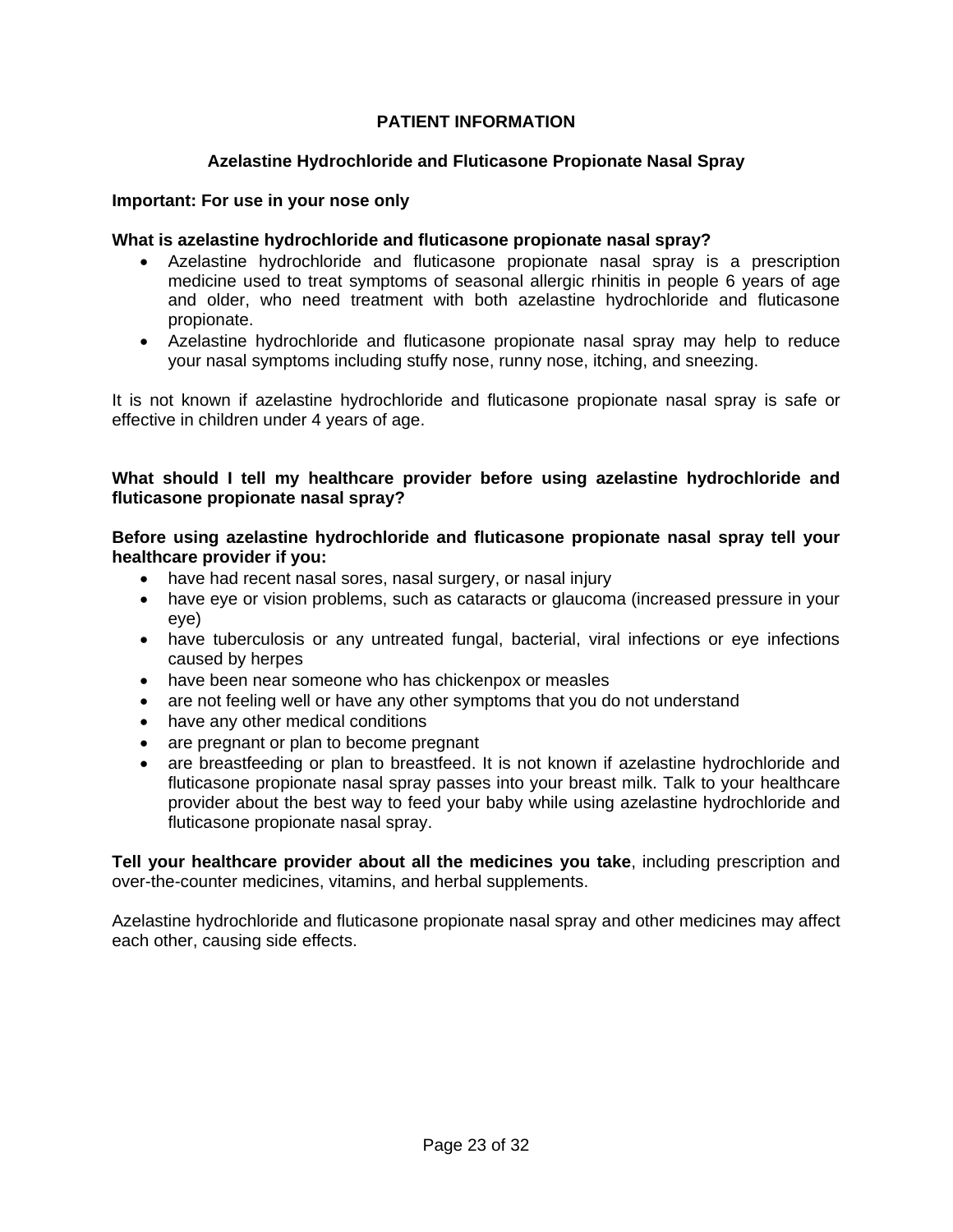# PATIENT INFORMATION

## Azelastine Hydrochloride and Fluticasone Propionate Nasal Spray

**Important: For use in your nose only**

**What is azelastine hydrochloride and fluticasone propionate nasal spray?**

- Azelastine hydrochloride and fluticasone propionate nasal spray is a prescription medicine used to treat symptoms of seasonal allergic rhinitis in people 6 years of age and older, who need treatment with both azelastine hydrochloride and fluticasone propionate.
- Azelastine hydrochloride and fluticasone propionate nasal spray may help to reduce your nasal symptoms including stuffy nose, runny nose, itching, and sneezing.

It is not known if azelastine hydrochloride and fluticasone propionate nasal spray is safe or effective in children under 4 years of age.

**What should I tell my healthcare provider before using azelastine hydrochloride and fluticasone propionate nasal spray?**

**Before using azelastine hydrochloride and fluticasone propionate nasal spray tell your healthcare provider if you:**

- have had recent nasal sores, nasal surgery, or nasal injury
- have eye or vision problems, such as cataracts or glaucoma (increased pressure in your eye)
- have tuberculosis or any untreated fungal, bacterial, viral infections or eye infections caused by herpes
- have been near someone who has chickenpox or measles
- are not feeling well or have any other symptoms that you do not understand
- have any other medical conditions
- are pregnant or plan to become pregnant
- are breastfeeding or plan to breastfeed. It is not known if azelastine hydrochloride and fluticasone propionate nasal spray passes into your breast milk. Talk to your healthcare provider about the best way to feed your baby while using azelastine hydrochloride and fluticasone propionate nasal spray.

**Tell your healthcare provider about all the medicines you take**, including prescription and over-the-counter medicines, vitamins, and herbal supplements.

Azelastine hydrochloride and fluticasone propionate nasal spray and other medicines may affect each other, causing side effects.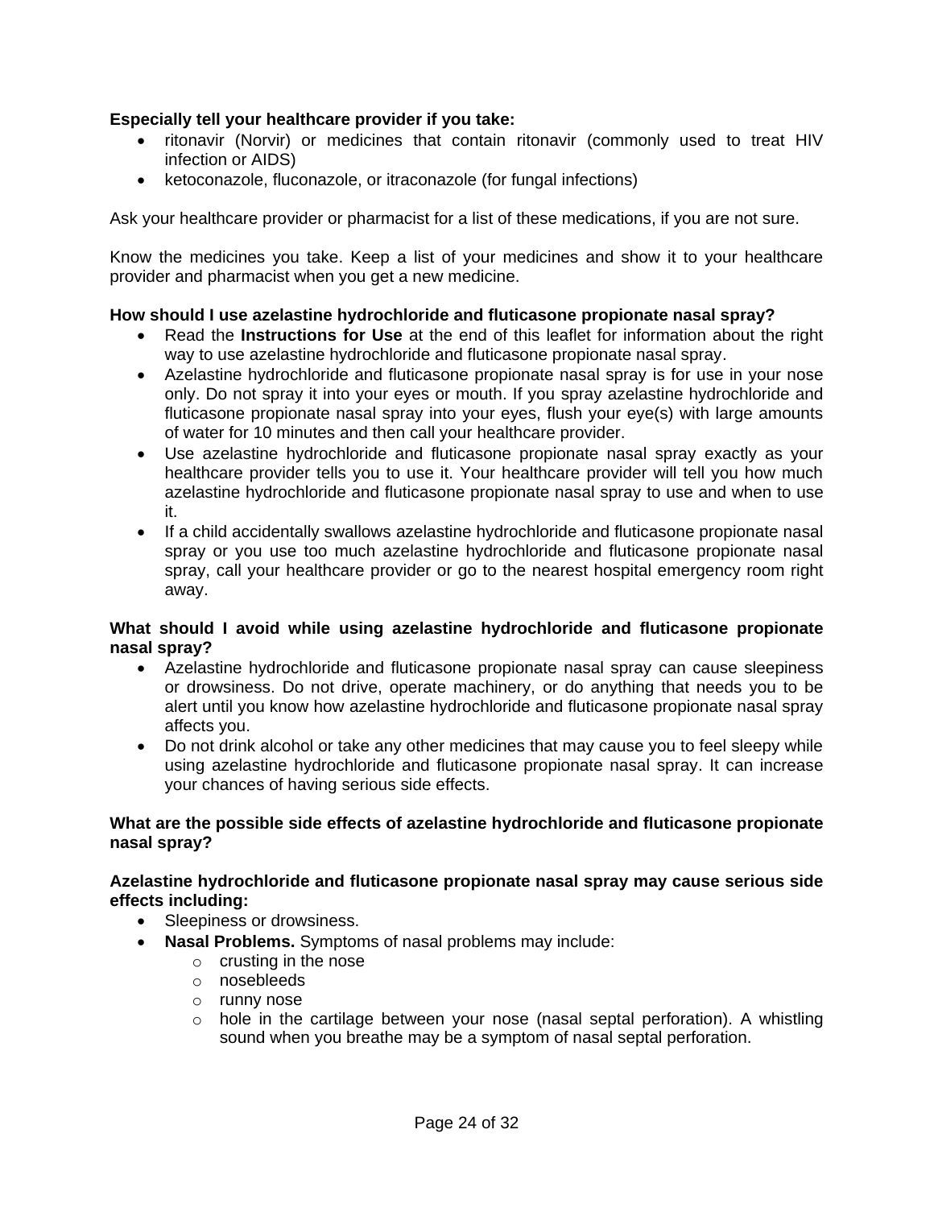**Especially tell your healthcare provider if you take:**

- ritonavir (Norvir) or medicines that contain ritonavir (commonly used to treat HIV infection or AIDS)
- ketoconazole, fluconazole, or itraconazole (for fungal infections)

Ask your healthcare provider or pharmacist for a list of these medications, if you are not sure.

Know the medicines you take. Keep a list of your medicines and show it to your healthcare provider and pharmacist when you get a new medicine.

**How should I use azelastine hydrochloride and fluticasone propionate nasal spray?**

- Read the **Instructions for Use** at the end of this leaflet for information about the right way to use azelastine hydrochloride and fluticasone propionate nasal spray.
- Azelastine hydrochloride and fluticasone propionate nasal spray is for use in your nose only. Do not spray it into your eyes or mouth. If you spray azelastine hydrochloride and fluticasone propionate nasal spray into your eyes, flush your eye(s) with large amounts of water for 10 minutes and then call your healthcare provider.
- Use azelastine hydrochloride and fluticasone propionate nasal spray exactly as your healthcare provider tells you to use it. Your healthcare provider will tell you how much azelastine hydrochloride and fluticasone propionate nasal spray to use and when to use it.
- If a child accidentally swallows azelastine hydrochloride and fluticasone propionate nasal spray or you use too much azelastine hydrochloride and fluticasone propionate nasal spray, call your healthcare provider or go to the nearest hospital emergency room right away.

**What should I avoid while using azelastine hydrochloride and fluticasone propionate nasal spray?**

- Azelastine hydrochloride and fluticasone propionate nasal spray can cause sleepiness or drowsiness. Do not drive, operate machinery, or do anything that needs you to be alert until you know how azelastine hydrochloride and fluticasone propionate nasal spray affects you.
- Do not drink alcohol or take any other medicines that may cause you to feel sleepy while using azelastine hydrochloride and fluticasone propionate nasal spray. It can increase your chances of having serious side effects.

**What are the possible side effects of azelastine hydrochloride and fluticasone propionate nasal spray?**

**Azelastine hydrochloride and fluticasone propionate nasal spray may cause serious side effects including:**

- Sleepiness or drowsiness.
- **Nasal Problems.** Symptoms of nasal problems may include:
  - crusting in the nose
  - nosebleeds
  - runny nose
  - hole in the cartilage between your nose (nasal septal perforation). A whistling sound when you breathe may be a symptom of nasal septal perforation.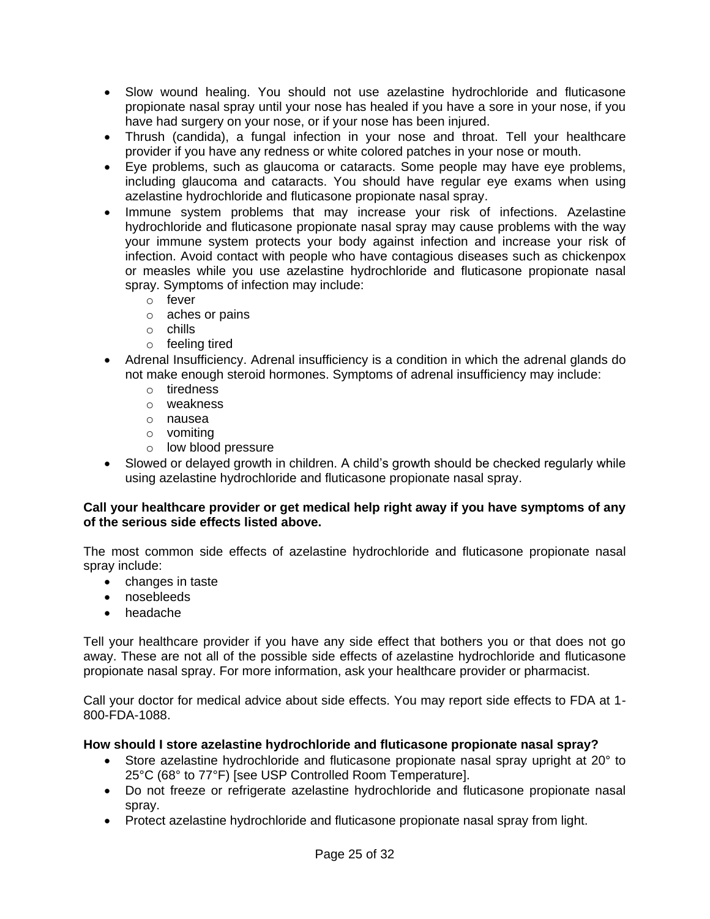- Slow wound healing. You should not use azelastine hydrochloride and fluticasone propionate nasal spray until your nose has healed if you have a sore in your nose, if you have had surgery on your nose, or if your nose has been injured.
- Thrush (candida), a fungal infection in your nose and throat. Tell your healthcare provider if you have any redness or white colored patches in your nose or mouth.
- Eye problems, such as glaucoma or cataracts. Some people may have eye problems, including glaucoma and cataracts. You should have regular eye exams when using azelastine hydrochloride and fluticasone propionate nasal spray.
- Immune system problems that may increase your risk of infections. Azelastine hydrochloride and fluticasone propionate nasal spray may cause problems with the way your immune system protects your body against infection and increase your risk of infection. Avoid contact with people who have contagious diseases such as chickenpox or measles while you use azelastine hydrochloride and fluticasone propionate nasal spray. Symptoms of infection may include:
    - fever
    - aches or pains
    - chills
    - feeling tired
- Adrenal Insufficiency. Adrenal insufficiency is a condition in which the adrenal glands do not make enough steroid hormones. Symptoms of adrenal insufficiency may include:
    - tiredness
    - weakness
    - nausea
    - vomiting
    - low blood pressure
- Slowed or delayed growth in children. A child's growth should be checked regularly while using azelastine hydrochloride and fluticasone propionate nasal spray.

**Call your healthcare provider or get medical help right away if you have symptoms of any of the serious side effects listed above.**

The most common side effects of azelastine hydrochloride and fluticasone propionate nasal spray include:

- changes in taste
- nosebleeds
- headache

Tell your healthcare provider if you have any side effect that bothers you or that does not go away. These are not all of the possible side effects of azelastine hydrochloride and fluticasone propionate nasal spray. For more information, ask your healthcare provider or pharmacist.

Call your doctor for medical advice about side effects. You may report side effects to FDA at 1-800-FDA-1088.

**How should I store azelastine hydrochloride and fluticasone propionate nasal spray?**

- Store azelastine hydrochloride and fluticasone propionate nasal spray upright at 20° to 25°C (68° to 77°F) [see USP Controlled Room Temperature].
- Do not freeze or refrigerate azelastine hydrochloride and fluticasone propionate nasal spray.
- Protect azelastine hydrochloride and fluticasone propionate nasal spray from light.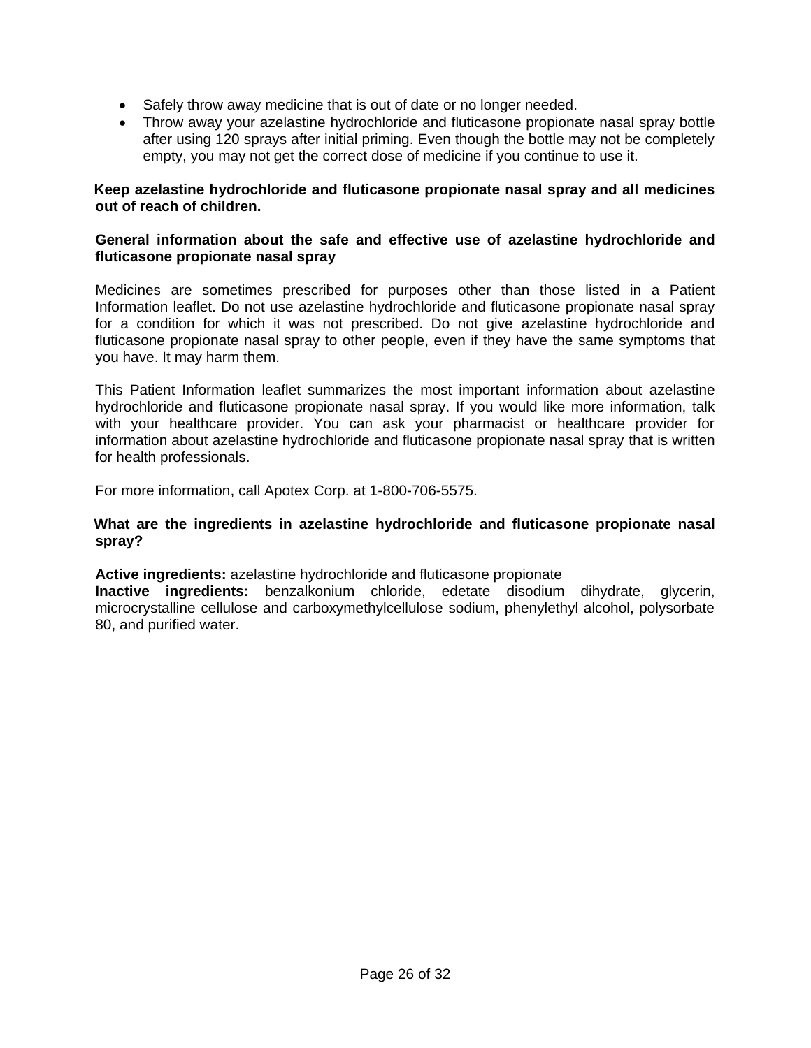- Safely throw away medicine that is out of date or no longer needed.
- Throw away your azelastine hydrochloride and fluticasone propionate nasal spray bottle after using 120 sprays after initial priming. Even though the bottle may not be completely empty, you may not get the correct dose of medicine if you continue to use it.

**Keep azelastine hydrochloride and fluticasone propionate nasal spray and all medicines out of reach of children.**

**General information about the safe and effective use of azelastine hydrochloride and fluticasone propionate nasal spray**

Medicines are sometimes prescribed for purposes other than those listed in a Patient Information leaflet. Do not use azelastine hydrochloride and fluticasone propionate nasal spray for a condition for which it was not prescribed. Do not give azelastine hydrochloride and fluticasone propionate nasal spray to other people, even if they have the same symptoms that you have. It may harm them.

This Patient Information leaflet summarizes the most important information about azelastine hydrochloride and fluticasone propionate nasal spray. If you would like more information, talk with your healthcare provider. You can ask your pharmacist or healthcare provider for information about azelastine hydrochloride and fluticasone propionate nasal spray that is written for health professionals.

For more information, call Apotex Corp. at 1-800-706-5575.

**What are the ingredients in azelastine hydrochloride and fluticasone propionate nasal spray?**

**Active ingredients:** azelastine hydrochloride and fluticasone propionate
**Inactive ingredients:** benzalkonium chloride, edetate disodium dihydrate, glycerin, microcrystalline cellulose and carboxymethylcellulose sodium, phenylethyl alcohol, polysorbate 80, and purified water.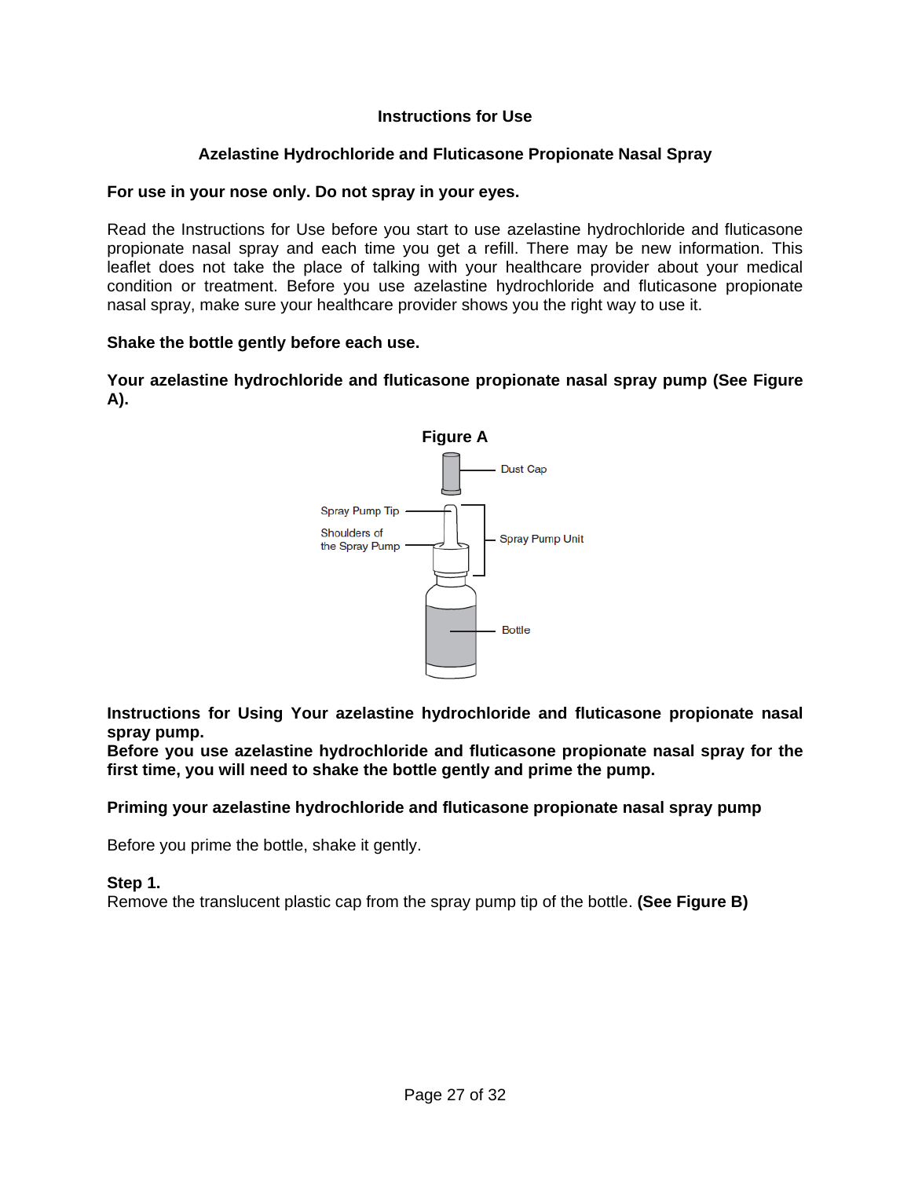# Instructions for Use

## Azelastine Hydrochloride and Fluticasone Propionate Nasal Spray

**For use in your nose only. Do not spray in your eyes.**

Read the Instructions for Use before you start to use azelastine hydrochloride and fluticasone propionate nasal spray and each time you get a refill. There may be new information. This leaflet does not take the place of talking with your healthcare provider about your medical condition or treatment. Before you use azelastine hydrochloride and fluticasone propionate nasal spray, make sure your healthcare provider shows you the right way to use it.

**Shake the bottle gently before each use.**

**Your azelastine hydrochloride and fluticasone propionate nasal spray pump (See Figure A).**

**Figure A**

Dust Cap

Spray Pump Tip

Shoulders of the Spray Pump

Spray Pump Unit

Bottle

**Instructions for Using Your azelastine hydrochloride and fluticasone propionate nasal spray pump.**

**Before you use azelastine hydrochloride and fluticasone propionate nasal spray for the first time, you will need to shake the bottle gently and prime the pump.**

**Priming your azelastine hydrochloride and fluticasone propionate nasal spray pump**

Before you prime the bottle, shake it gently.

**Step 1.**
Remove the translucent plastic cap from the spray pump tip of the bottle. **(See Figure B)**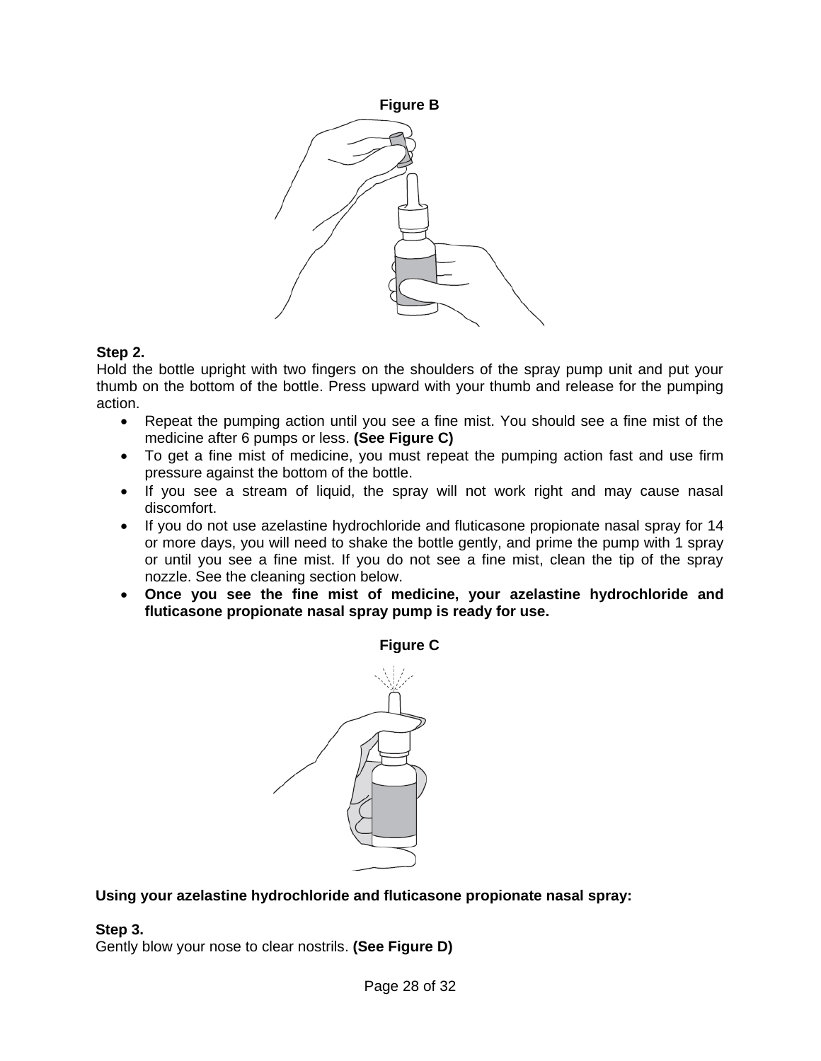**Figure B**

**Step 2.**
Hold the bottle upright with two fingers on the shoulders of the spray pump unit and put your thumb on the bottom of the bottle. Press upward with your thumb and release for the pumping action.

- Repeat the pumping action until you see a fine mist. You should see a fine mist of the medicine after 6 pumps or less. **(See Figure C)**
- To get a fine mist of medicine, you must repeat the pumping action fast and use firm pressure against the bottom of the bottle.
- If you see a stream of liquid, the spray will not work right and may cause nasal discomfort.
- If you do not use azelastine hydrochloride and fluticasone propionate nasal spray for 14 or more days, you will need to shake the bottle gently, and prime the pump with 1 spray or until you see a fine mist. If you do not see a fine mist, clean the tip of the spray nozzle. See the cleaning section below.
- **Once you see the fine mist of medicine, your azelastine hydrochloride and fluticasone propionate nasal spray pump is ready for use.**

**Figure C**

**Using your azelastine hydrochloride and fluticasone propionate nasal spray:**

**Step 3.**
Gently blow your nose to clear nostrils. **(See Figure D)**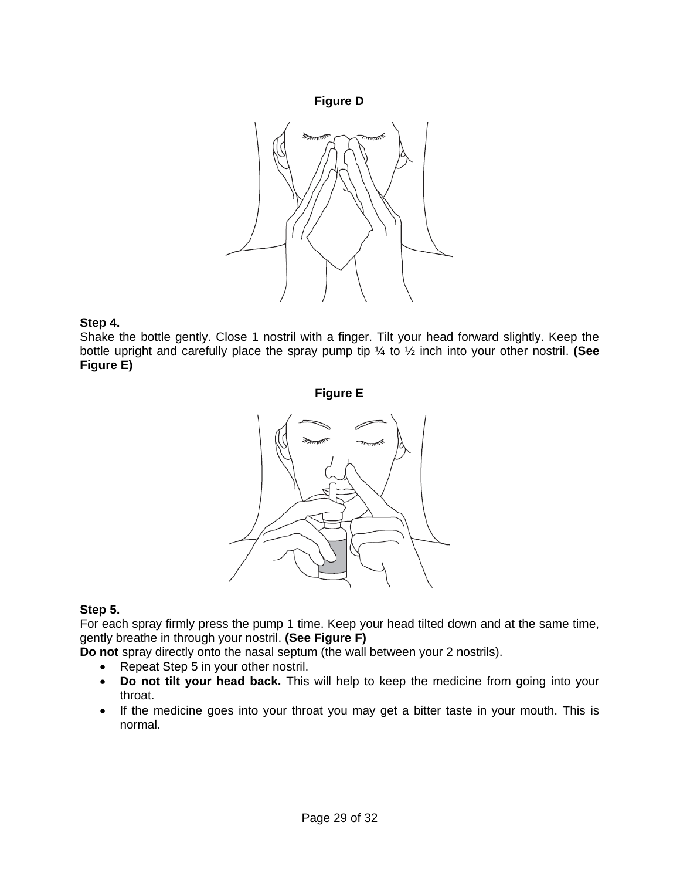**Figure D**

**Step 4.**
Shake the bottle gently. Close 1 nostril with a finger. Tilt your head forward slightly. Keep the bottle upright and carefully place the spray pump tip ¼ to ½ inch into your other nostril. **(See Figure E)**

**Figure E**

**Step 5.**
For each spray firmly press the pump 1 time. Keep your head tilted down and at the same time, gently breathe in through your nostril. **(See Figure F)**
**Do not** spray directly onto the nasal septum (the wall between your 2 nostrils).

- Repeat Step 5 in your other nostril.
- **Do not tilt your head back.** This will help to keep the medicine from going into your throat.
- If the medicine goes into your throat you may get a bitter taste in your mouth. This is normal.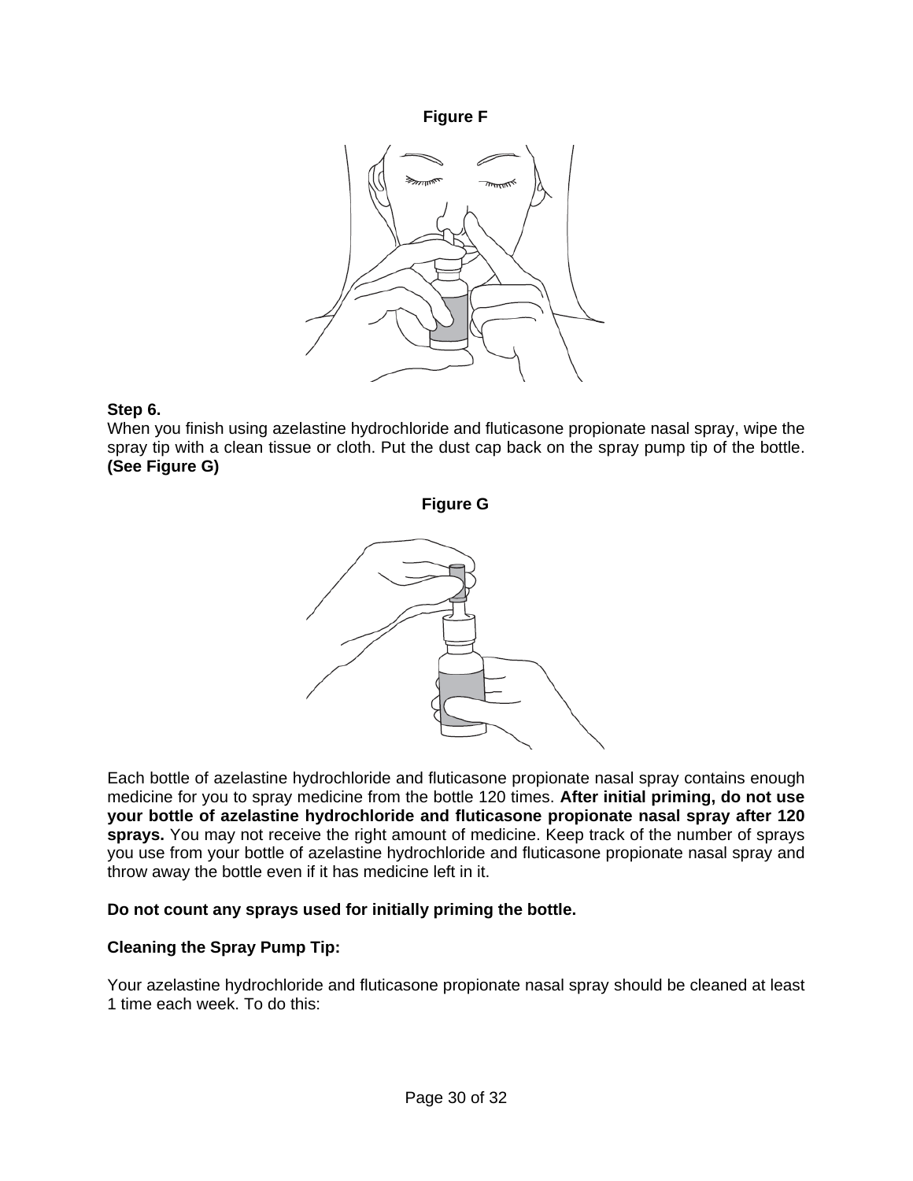**Figure F**

**Step 6.**
When you finish using azelastine hydrochloride and fluticasone propionate nasal spray, wipe the spray tip with a clean tissue or cloth. Put the dust cap back on the spray pump tip of the bottle. **(See Figure G)**

**Figure G**

Each bottle of azelastine hydrochloride and fluticasone propionate nasal spray contains enough medicine for you to spray medicine from the bottle 120 times. **After initial priming, do not use your bottle of azelastine hydrochloride and fluticasone propionate nasal spray after 120 sprays.** You may not receive the right amount of medicine. Keep track of the number of sprays you use from your bottle of azelastine hydrochloride and fluticasone propionate nasal spray and throw away the bottle even if it has medicine left in it.

**Do not count any sprays used for initially priming the bottle.**

**Cleaning the Spray Pump Tip:**

Your azelastine hydrochloride and fluticasone propionate nasal spray should be cleaned at least 1 time each week. To do this: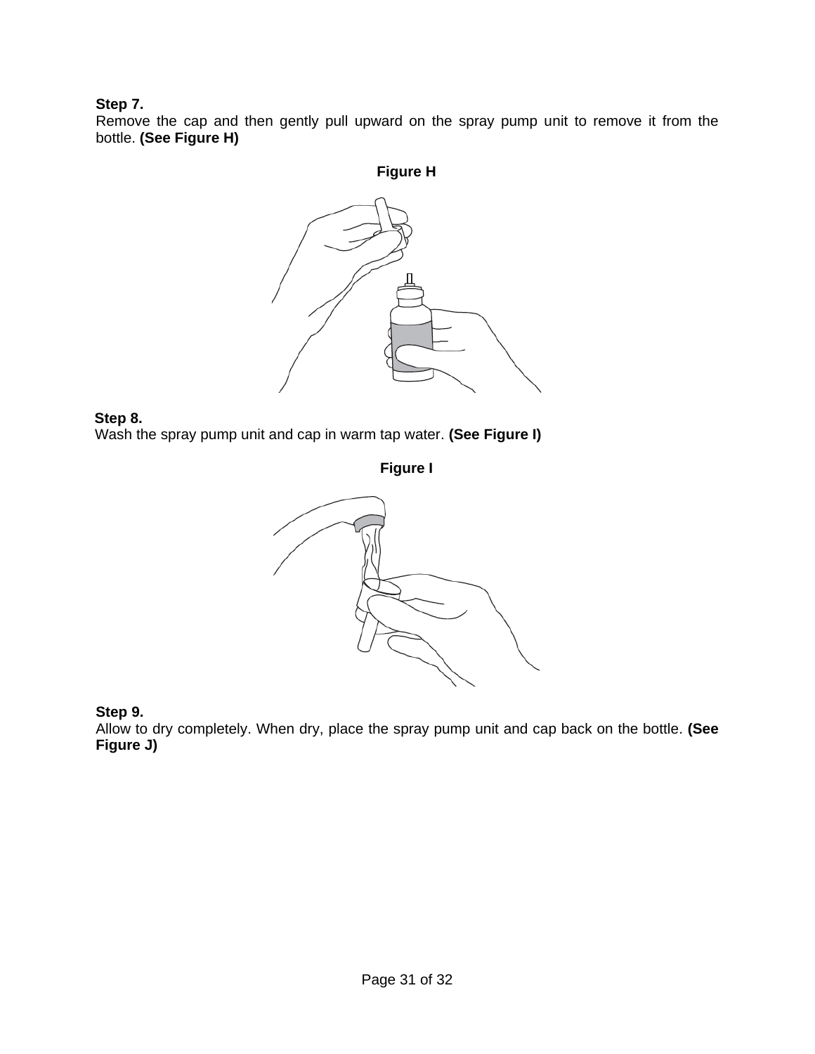**Step 7.**
Remove the cap and then gently pull upward on the spray pump unit to remove it from the bottle. **(See Figure H)**

**Figure H**

**Step 8.**
Wash the spray pump unit and cap in warm tap water. **(See Figure I)**

**Figure I**

**Step 9.**
Allow to dry completely. When dry, place the spray pump unit and cap back on the bottle. **(See Figure J)**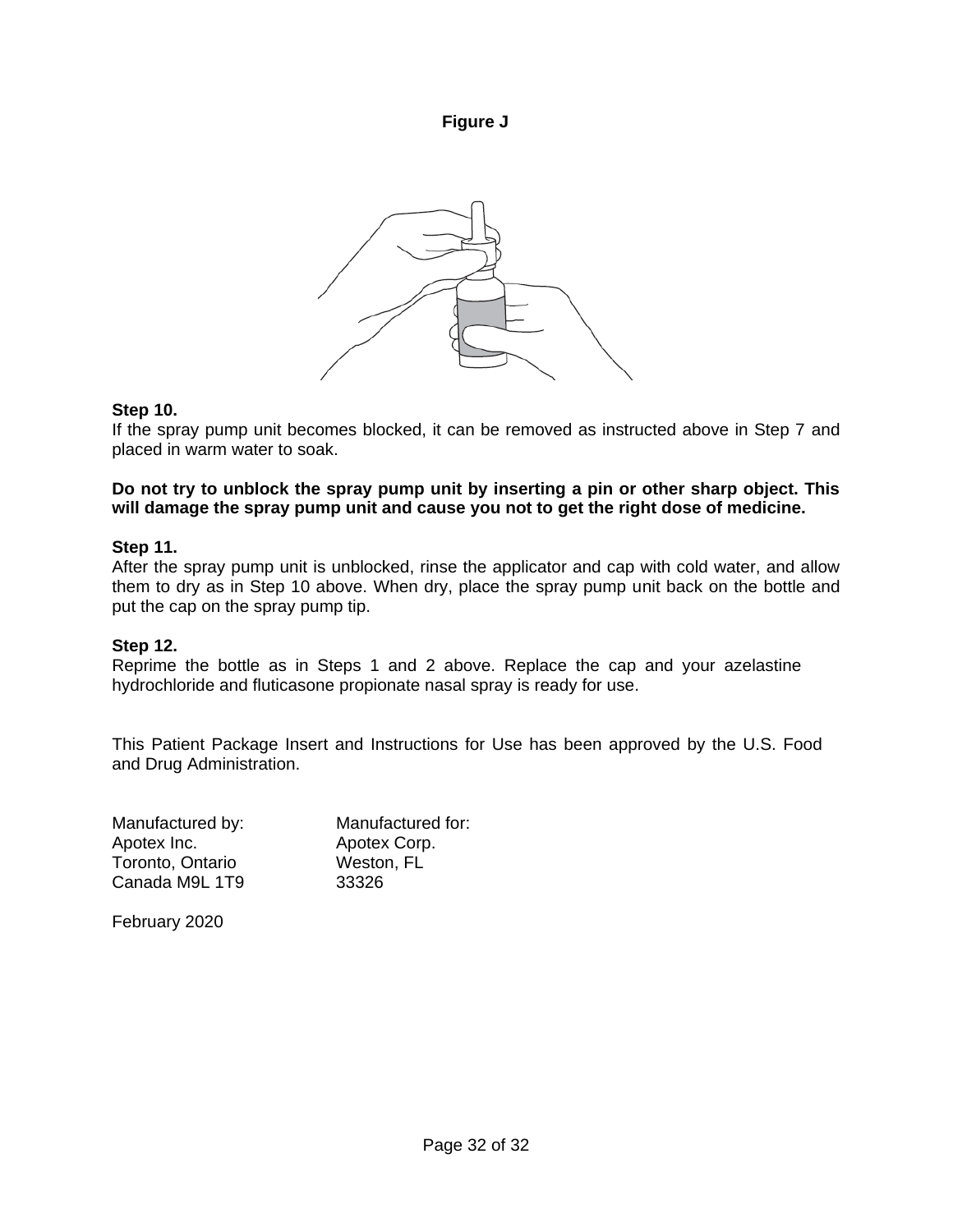**Figure J**

**Step 10.**
If the spray pump unit becomes blocked, it can be removed as instructed above in Step 7 and placed in warm water to soak.

**Do not try to unblock the spray pump unit by inserting a pin or other sharp object. This will damage the spray pump unit and cause you not to get the right dose of medicine.**

**Step 11.**
After the spray pump unit is unblocked, rinse the applicator and cap with cold water, and allow them to dry as in Step 10 above. When dry, place the spray pump unit back on the bottle and put the cap on the spray pump tip.

**Step 12.**
Reprime the bottle as in Steps 1 and 2 above. Replace the cap and your azelastine hydrochloride and fluticasone propionate nasal spray is ready for use.

This Patient Package Insert and Instructions for Use has been approved by the U.S. Food and Drug Administration.

| | |
|---|---|
| Manufactured by: | Manufactured for: |
| Apotex Inc. | Apotex Corp. |
| Toronto, Ontario | Weston, FL |
| Canada M9L 1T9 | 33326 |

February 2020